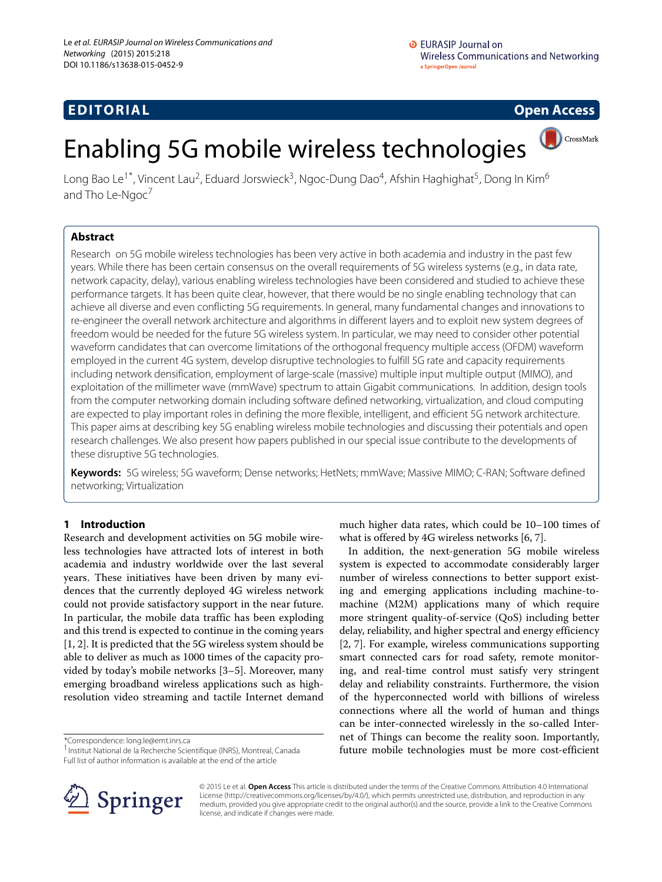EDITORIAL

Open Access

# Enabling 5G mobile wireless technologies

Long Bao Le[1*], Vincent Lau[2], Eduard Jorswieck[3], Ngoc-Dung Dao[4], Afshin Haghighat[5], Dong In Kim[6] and Tho Le-Ngoc[7]

## Abstract

Research on 5G mobile wireless technologies has been very active in both academia and industry in the past few years. While there has been certain consensus on the overall requirements of 5G wireless systems (e.g., in data rate, network capacity, delay), various enabling wireless technologies have been considered and studied to achieve these performance targets. It has been quite clear, however, that there would be no single enabling technology that can achieve all diverse and even conflicting 5G requirements. In general, many fundamental changes and innovations to re-engineer the overall network architecture and algorithms in different layers and to exploit new system degrees of freedom would be needed for the future 5G wireless system. In particular, we may need to consider other potential waveform candidates that can overcome limitations of the orthogonal frequency multiple access (OFDM) waveform employed in the current 4G system, develop disruptive technologies to fulfill 5G rate and capacity requirements including network densification, employment of large-scale (massive) multiple input multiple output (MIMO), and exploitation of the millimeter wave (mmWave) spectrum to attain Gigabit communications. In addition, design tools from the computer networking domain including software defined networking, virtualization, and cloud computing are expected to play important roles in defining the more flexible, intelligent, and efficient 5G network architecture. This paper aims at describing key 5G enabling wireless mobile technologies and discussing their potentials and open research challenges. We also present how papers published in our special issue contribute to the developments of these disruptive 5G technologies.

**Keywords:** 5G wireless; 5G waveform; Dense networks; HetNets; mmWave; Massive MIMO; C-RAN; Software defined networking; Virtualization

## 1 Introduction

Research and development activities on 5G mobile wireless technologies have attracted lots of interest in both academia and industry worldwide over the last several years. These initiatives have been driven by many evidences that the currently deployed 4G wireless network could not provide satisfactory support in the near future. In particular, the mobile data traffic has been exploding and this trend is expected to continue in the coming years [1, 2]. It is predicted that the 5G wireless system should be able to deliver as much as 1000 times of the capacity provided by today's mobile networks [3–5]. Moreover, many emerging broadband wireless applications such as high-resolution video streaming and tactile Internet demand much higher data rates, which could be 10–100 times of what is offered by 4G wireless networks [6, 7].

In addition, the next-generation 5G mobile wireless system is expected to accommodate considerably larger number of wireless connections to better support existing and emerging applications including machine-to-machine (M2M) applications many of which require more stringent quality-of-service (QoS) including better delay, reliability, and higher spectral and energy efficiency [2, 7]. For example, wireless communications supporting smart connected cars for road safety, remote monitoring, and real-time control must satisfy very stringent delay and reliability constraints. Furthermore, the vision of the hyperconnected world with billions of wireless connections where all the world of human and things can be inter-connected wirelessly in the so-called Internet of Things can become the reality soon. Importantly, future mobile technologies must be more cost-efficient

*Correspondence: long.le@emt.inrs.ca
[1] Institut National de la Recherche Scientifique (INRS), Montreal, Canada
Full list of author information is available at the end of the article

© 2015 Le et al. **Open Access** This article is distributed under the terms of the Creative Commons Attribution 4.0 International License (http://creativecommons.org/licenses/by/4.0/), which permits unrestricted use, distribution, and reproduction in any medium, provided you give appropriate credit to the original author(s) and the source, provide a link to the Creative Commons license, and indicate if changes were made.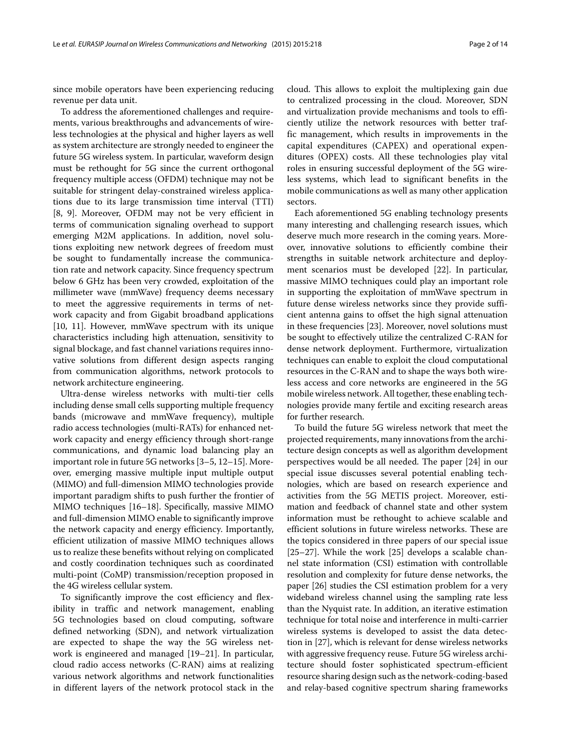since mobile operators have been experiencing reducing revenue per data unit.

To address the aforementioned challenges and requirements, various breakthroughs and advancements of wireless technologies at the physical and higher layers as well as system architecture are strongly needed to engineer the future 5G wireless system. In particular, waveform design must be rethought for 5G since the current orthogonal frequency multiple access (OFDM) technique may not be suitable for stringent delay-constrained wireless applications due to its large transmission time interval (TTI) [8, 9]. Moreover, OFDM may not be very efficient in terms of communication signaling overhead to support emerging M2M applications. In addition, novel solutions exploiting new network degrees of freedom must be sought to fundamentally increase the communication rate and network capacity. Since frequency spectrum below 6 GHz has been very crowded, exploitation of the millimeter wave (mmWave) frequency deems necessary to meet the aggressive requirements in terms of network capacity and from Gigabit broadband applications [10, 11]. However, mmWave spectrum with its unique characteristics including high attenuation, sensitivity to signal blockage, and fast channel variations requires innovative solutions from different design aspects ranging from communication algorithms, network protocols to network architecture engineering.

Ultra-dense wireless networks with multi-tier cells including dense small cells supporting multiple frequency bands (microwave and mmWave frequency), multiple radio access technologies (multi-RATs) for enhanced network capacity and energy efficiency through short-range communications, and dynamic load balancing play an important role in future 5G networks [3–5, 12–15]. Moreover, emerging massive multiple input multiple output (MIMO) and full-dimension MIMO technologies provide important paradigm shifts to push further the frontier of MIMO techniques [16–18]. Specifically, massive MIMO and full-dimension MIMO enable to significantly improve the network capacity and energy efficiency. Importantly, efficient utilization of massive MIMO techniques allows us to realize these benefits without relying on complicated and costly coordination techniques such as coordinated multi-point (CoMP) transmission/reception proposed in the 4G wireless cellular system.

To significantly improve the cost efficiency and flexibility in traffic and network management, enabling 5G technologies based on cloud computing, software defined networking (SDN), and network virtualization are expected to shape the way the 5G wireless network is engineered and managed [19–21]. In particular, cloud radio access networks (C-RAN) aims at realizing various network algorithms and network functionalities in different layers of the network protocol stack in the cloud. This allows to exploit the multiplexing gain due to centralized processing in the cloud. Moreover, SDN and virtualization provide mechanisms and tools to efficiently utilize the network resources with better traffic management, which results in improvements in the capital expenditures (CAPEX) and operational expenditures (OPEX) costs. All these technologies play vital roles in ensuring successful deployment of the 5G wireless systems, which lead to significant benefits in the mobile communications as well as many other application sectors.

Each aforementioned 5G enabling technology presents many interesting and challenging research issues, which deserve much more research in the coming years. Moreover, innovative solutions to efficiently combine their strengths in suitable network architecture and deployment scenarios must be developed [22]. In particular, massive MIMO techniques could play an important role in supporting the exploitation of mmWave spectrum in future dense wireless networks since they provide sufficient antenna gains to offset the high signal attenuation in these frequencies [23]. Moreover, novel solutions must be sought to effectively utilize the centralized C-RAN for dense network deployment. Furthermore, virtualization techniques can enable to exploit the cloud computational resources in the C-RAN and to shape the ways both wireless access and core networks are engineered in the 5G mobile wireless network. All together, these enabling technologies provide many fertile and exciting research areas for further research.

To build the future 5G wireless network that meet the projected requirements, many innovations from the architecture design concepts as well as algorithm development perspectives would be all needed. The paper [24] in our special issue discusses several potential enabling technologies, which are based on research experience and activities from the 5G METIS project. Moreover, estimation and feedback of channel state and other system information must be rethought to achieve scalable and efficient solutions in future wireless networks. These are the topics considered in three papers of our special issue [25–27]. While the work [25] develops a scalable channel state information (CSI) estimation with controllable resolution and complexity for future dense networks, the paper [26] studies the CSI estimation problem for a very wideband wireless channel using the sampling rate less than the Nyquist rate. In addition, an iterative estimation technique for total noise and interference in multi-carrier wireless systems is developed to assist the data detection in [27], which is relevant for dense wireless networks with aggressive frequency reuse. Future 5G wireless architecture should foster sophisticated spectrum-efficient resource sharing design such as the network-coding-based and relay-based cognitive spectrum sharing frameworks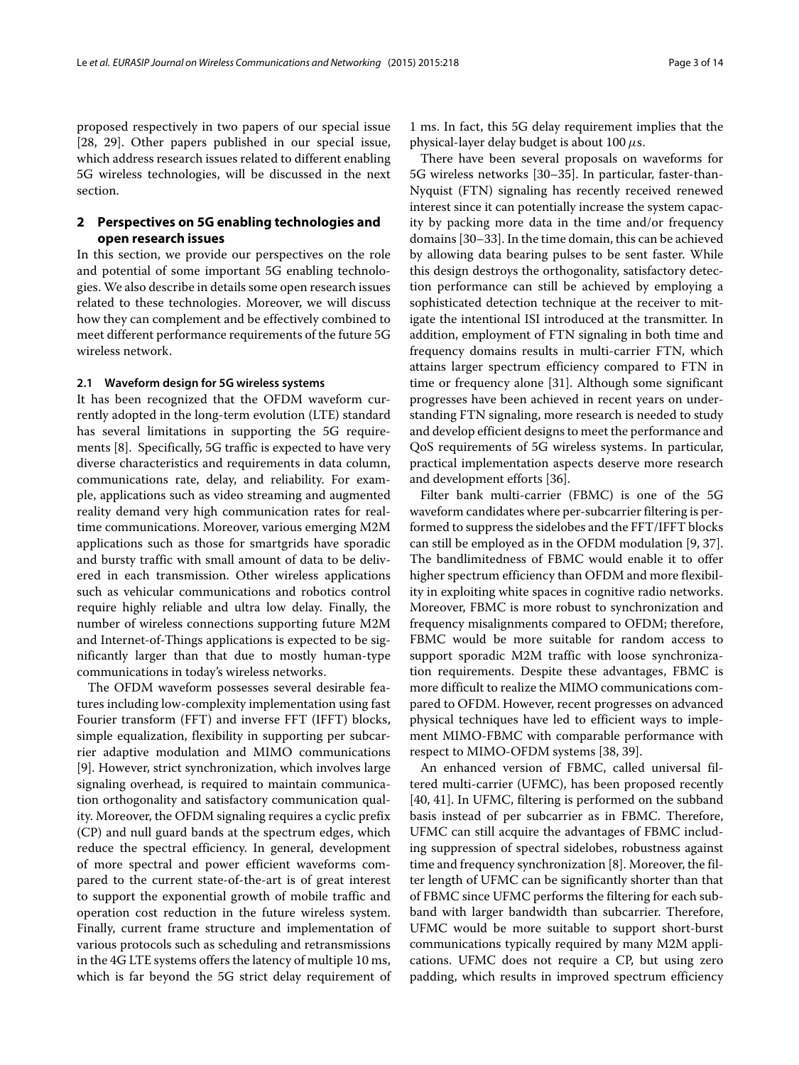proposed respectively in two papers of our special issue [28, 29]. Other papers published in our special issue, which address research issues related to different enabling 5G wireless technologies, will be discussed in the next section.

## 2 Perspectives on 5G enabling technologies and open research issues

In this section, we provide our perspectives on the role and potential of some important 5G enabling technologies. We also describe in details some open research issues related to these technologies. Moreover, we will discuss how they can complement and be effectively combined to meet different performance requirements of the future 5G wireless network.

### 2.1 Waveform design for 5G wireless systems

It has been recognized that the OFDM waveform currently adopted in the long-term evolution (LTE) standard has several limitations in supporting the 5G requirements [8]. Specifically, 5G traffic is expected to have very diverse characteristics and requirements in data column, communications rate, delay, and reliability. For example, applications such as video streaming and augmented reality demand very high communication rates for real-time communications. Moreover, various emerging M2M applications such as those for smartgrids have sporadic and bursty traffic with small amount of data to be delivered in each transmission. Other wireless applications such as vehicular communications and robotics control require highly reliable and ultra low delay. Finally, the number of wireless connections supporting future M2M and Internet-of-Things applications is expected to be significantly larger than that due to mostly human-type communications in today's wireless networks.

The OFDM waveform possesses several desirable features including low-complexity implementation using fast Fourier transform (FFT) and inverse FFT (IFFT) blocks, simple equalization, flexibility in supporting per subcarrier adaptive modulation and MIMO communications [9]. However, strict synchronization, which involves large signaling overhead, is required to maintain communication orthogonality and satisfactory communication quality. Moreover, the OFDM signaling requires a cyclic prefix (CP) and null guard bands at the spectrum edges, which reduce the spectral efficiency. In general, development of more spectral and power efficient waveforms compared to the current state-of-the-art is of great interest to support the exponential growth of mobile traffic and operation cost reduction in the future wireless system. Finally, current frame structure and implementation of various protocols such as scheduling and retransmissions in the 4G LTE systems offers the latency of multiple 10 ms, which is far beyond the 5G strict delay requirement of 1 ms. In fact, this 5G delay requirement implies that the physical-layer delay budget is about 100 $\mu$s.

There have been several proposals on waveforms for 5G wireless networks [30–35]. In particular, faster-than-Nyquist (FTN) signaling has recently received renewed interest since it can potentially increase the system capacity by packing more data in the time and/or frequency domains [30–33]. In the time domain, this can be achieved by allowing data bearing pulses to be sent faster. While this design destroys the orthogonality, satisfactory detection performance can still be achieved by employing a sophisticated detection technique at the receiver to mitigate the intentional ISI introduced at the transmitter. In addition, employment of FTN signaling in both time and frequency domains results in multi-carrier FTN, which attains larger spectrum efficiency compared to FTN in time or frequency alone [31]. Although some significant progresses have been achieved in recent years on understanding FTN signaling, more research is needed to study and develop efficient designs to meet the performance and QoS requirements of 5G wireless systems. In particular, practical implementation aspects deserve more research and development efforts [36].

Filter bank multi-carrier (FBMC) is one of the 5G waveform candidates where per-subcarrier filtering is performed to suppress the sidelobes and the FFT/IFFT blocks can still be employed as in the OFDM modulation [9, 37]. The bandlimitedness of FBMC would enable it to offer higher spectrum efficiency than OFDM and more flexibility in exploiting white spaces in cognitive radio networks. Moreover, FBMC is more robust to synchronization and frequency misalignments compared to OFDM; therefore, FBMC would be more suitable for random access to support sporadic M2M traffic with loose synchronization requirements. Despite these advantages, FBMC is more difficult to realize the MIMO communications compared to OFDM. However, recent progresses on advanced physical techniques have led to efficient ways to implement MIMO-FBMC with comparable performance with respect to MIMO-OFDM systems [38, 39].

An enhanced version of FBMC, called universal filtered multi-carrier (UFMC), has been proposed recently [40, 41]. In UFMC, filtering is performed on the subband basis instead of per subcarrier as in FBMC. Therefore, UFMC can still acquire the advantages of FBMC including suppression of spectral sidelobes, robustness against time and frequency synchronization [8]. Moreover, the filter length of UFMC can be significantly shorter than that of FBMC since UFMC performs the filtering for each subband with larger bandwidth than subcarrier. Therefore, UFMC would be more suitable to support short-burst communications typically required by many M2M applications. UFMC does not require a CP, but using zero padding, which results in improved spectrum efficiency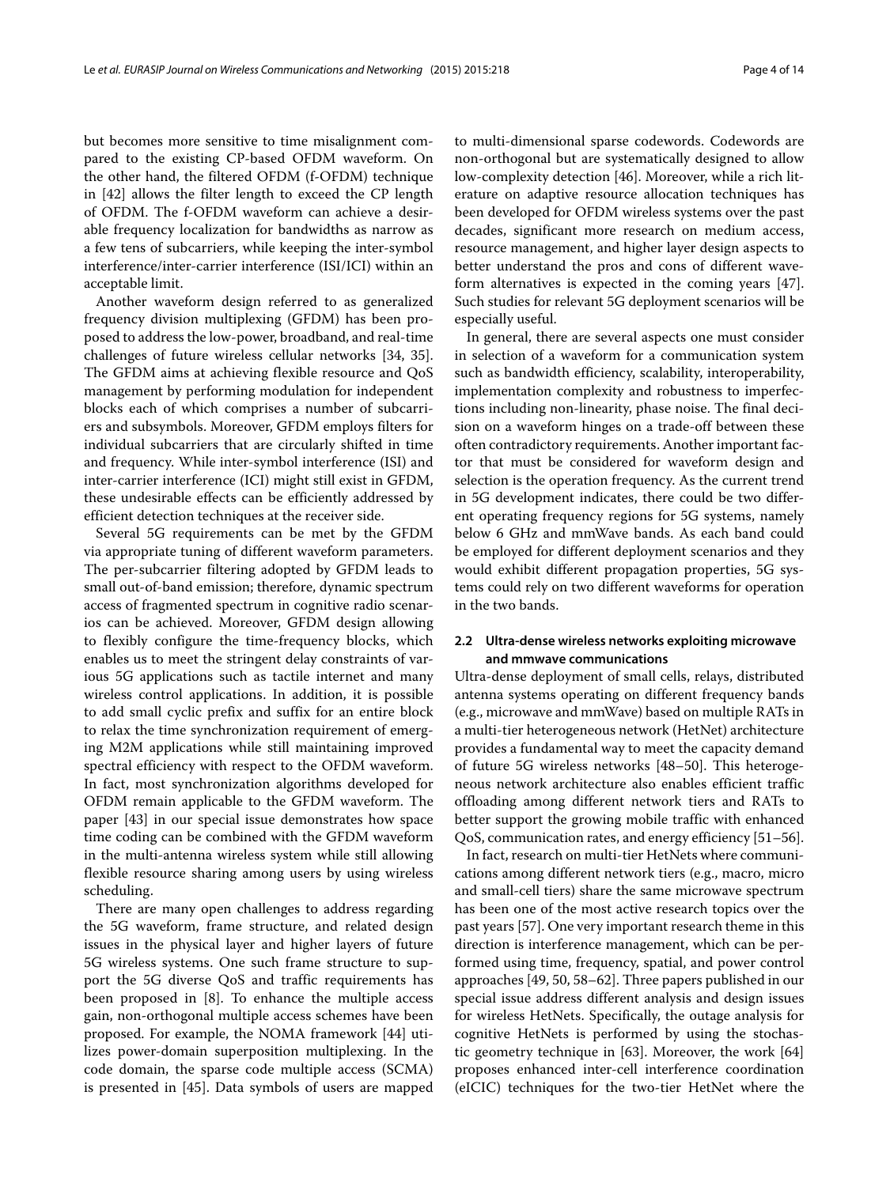but becomes more sensitive to time misalignment compared to the existing CP-based OFDM waveform. On the other hand, the filtered OFDM (f-OFDM) technique in [42] allows the filter length to exceed the CP length of OFDM. The f-OFDM waveform can achieve a desirable frequency localization for bandwidths as narrow as a few tens of subcarriers, while keeping the inter-symbol interference/inter-carrier interference (ISI/ICI) within an acceptable limit.

Another waveform design referred to as generalized frequency division multiplexing (GFDM) has been proposed to address the low-power, broadband, and real-time challenges of future wireless cellular networks [34, 35]. The GFDM aims at achieving flexible resource and QoS management by performing modulation for independent blocks each of which comprises a number of subcarriers and subsymbols. Moreover, GFDM employs filters for individual subcarriers that are circularly shifted in time and frequency. While inter-symbol interference (ISI) and inter-carrier interference (ICI) might still exist in GFDM, these undesirable effects can be efficiently addressed by efficient detection techniques at the receiver side.

Several 5G requirements can be met by the GFDM via appropriate tuning of different waveform parameters. The per-subcarrier filtering adopted by GFDM leads to small out-of-band emission; therefore, dynamic spectrum access of fragmented spectrum in cognitive radio scenarios can be achieved. Moreover, GFDM design allowing to flexibly configure the time-frequency blocks, which enables us to meet the stringent delay constraints of various 5G applications such as tactile internet and many wireless control applications. In addition, it is possible to add small cyclic prefix and suffix for an entire block to relax the time synchronization requirement of emerging M2M applications while still maintaining improved spectral efficiency with respect to the OFDM waveform. In fact, most synchronization algorithms developed for OFDM remain applicable to the GFDM waveform. The paper [43] in our special issue demonstrates how space time coding can be combined with the GFDM waveform in the multi-antenna wireless system while still allowing flexible resource sharing among users by using wireless scheduling.

There are many open challenges to address regarding the 5G waveform, frame structure, and related design issues in the physical layer and higher layers of future 5G wireless systems. One such frame structure to support the 5G diverse QoS and traffic requirements has been proposed in [8]. To enhance the multiple access gain, non-orthogonal multiple access schemes have been proposed. For example, the NOMA framework [44] utilizes power-domain superposition multiplexing. In the code domain, the sparse code multiple access (SCMA) is presented in [45]. Data symbols of users are mapped to multi-dimensional sparse codewords. Codewords are non-orthogonal but are systematically designed to allow low-complexity detection [46]. Moreover, while a rich literature on adaptive resource allocation techniques has been developed for OFDM wireless systems over the past decades, significant more research on medium access, resource management, and higher layer design aspects to better understand the pros and cons of different waveform alternatives is expected in the coming years [47]. Such studies for relevant 5G deployment scenarios will be especially useful.

In general, there are several aspects one must consider in selection of a waveform for a communication system such as bandwidth efficiency, scalability, interoperability, implementation complexity and robustness to imperfections including non-linearity, phase noise. The final decision on a waveform hinges on a trade-off between these often contradictory requirements. Another important factor that must be considered for waveform design and selection is the operation frequency. As the current trend in 5G development indicates, there could be two different operating frequency regions for 5G systems, namely below 6 GHz and mmWave bands. As each band could be employed for different deployment scenarios and they would exhibit different propagation properties, 5G systems could rely on two different waveforms for operation in the two bands.

### 2.2 Ultra-dense wireless networks exploiting microwave and mmwave communications

Ultra-dense deployment of small cells, relays, distributed antenna systems operating on different frequency bands (e.g., microwave and mmWave) based on multiple RATs in a multi-tier heterogeneous network (HetNet) architecture provides a fundamental way to meet the capacity demand of future 5G wireless networks [48–50]. This heterogeneous network architecture also enables efficient traffic offloading among different network tiers and RATs to better support the growing mobile traffic with enhanced QoS, communication rates, and energy efficiency [51–56].

In fact, research on multi-tier HetNets where communications among different network tiers (e.g., macro, micro and small-cell tiers) share the same microwave spectrum has been one of the most active research topics over the past years [57]. One very important research theme in this direction is interference management, which can be performed using time, frequency, spatial, and power control approaches [49, 50, 58–62]. Three papers published in our special issue address different analysis and design issues for wireless HetNets. Specifically, the outage analysis for cognitive HetNets is performed by using the stochastic geometry technique in [63]. Moreover, the work [64] proposes enhanced inter-cell interference coordination (eICIC) techniques for the two-tier HetNet where the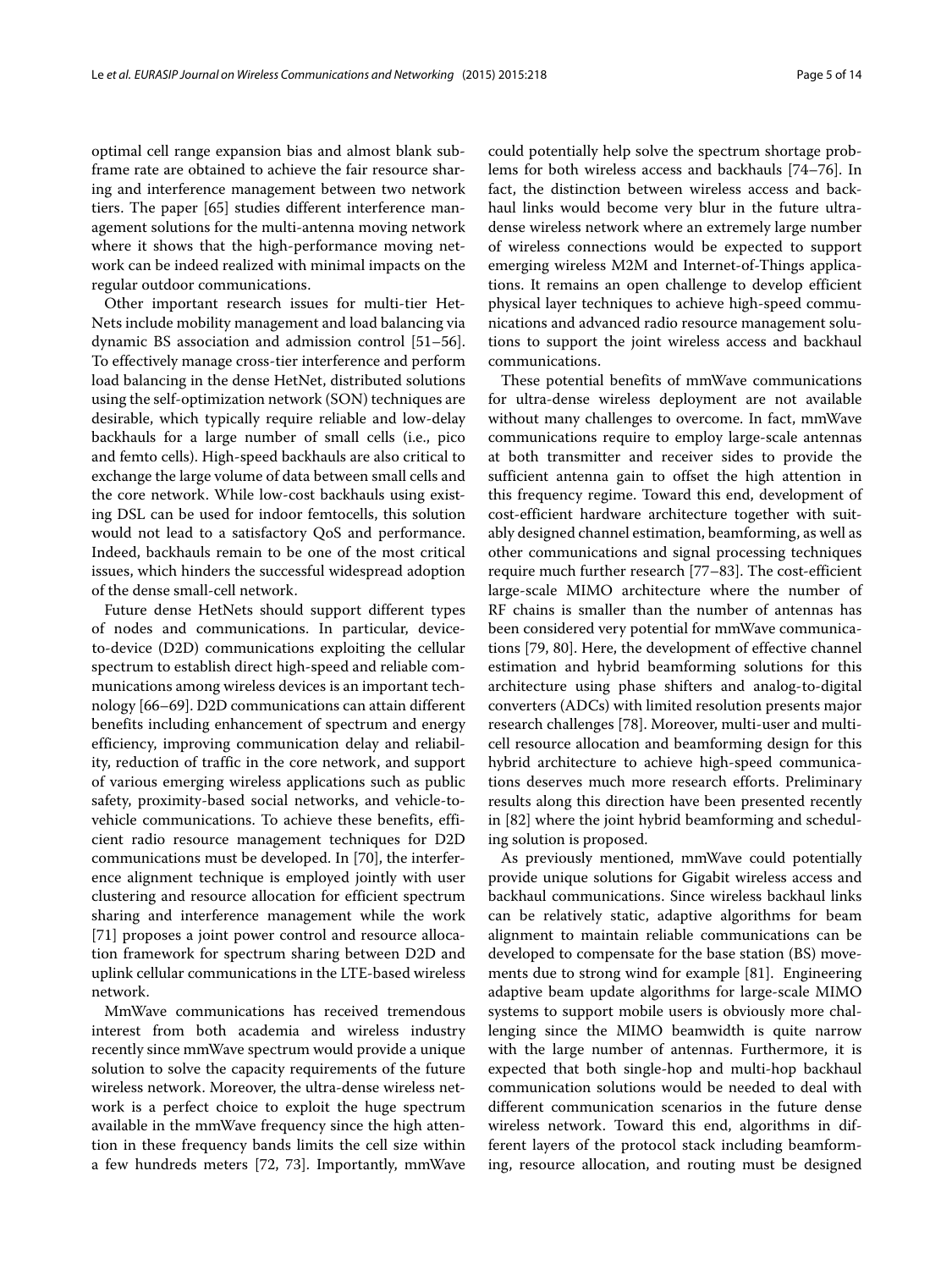optimal cell range expansion bias and almost blank subframe rate are obtained to achieve the fair resource sharing and interference management between two network tiers. The paper [65] studies different interference management solutions for the multi-antenna moving network where it shows that the high-performance moving network can be indeed realized with minimal impacts on the regular outdoor communications.

Other important research issues for multi-tier HetNets include mobility management and load balancing via dynamic BS association and admission control [51–56]. To effectively manage cross-tier interference and perform load balancing in the dense HetNet, distributed solutions using the self-optimization network (SON) techniques are desirable, which typically require reliable and low-delay backhauls for a large number of small cells (i.e., pico and femto cells). High-speed backhauls are also critical to exchange the large volume of data between small cells and the core network. While low-cost backhauls using existing DSL can be used for indoor femtocells, this solution would not lead to a satisfactory QoS and performance. Indeed, backhauls remain to be one of the most critical issues, which hinders the successful widespread adoption of the dense small-cell network.

Future dense HetNets should support different types of nodes and communications. In particular, device-to-device (D2D) communications exploiting the cellular spectrum to establish direct high-speed and reliable communications among wireless devices is an important technology [66–69]. D2D communications can attain different benefits including enhancement of spectrum and energy efficiency, improving communication delay and reliability, reduction of traffic in the core network, and support of various emerging wireless applications such as public safety, proximity-based social networks, and vehicle-to-vehicle communications. To achieve these benefits, efficient radio resource management techniques for D2D communications must be developed. In [70], the interference alignment technique is employed jointly with user clustering and resource allocation for efficient spectrum sharing and interference management while the work [71] proposes a joint power control and resource allocation framework for spectrum sharing between D2D and uplink cellular communications in the LTE-based wireless network.

MmWave communications has received tremendous interest from both academia and wireless industry recently since mmWave spectrum would provide a unique solution to solve the capacity requirements of the future wireless network. Moreover, the ultra-dense wireless network is a perfect choice to exploit the huge spectrum available in the mmWave frequency since the high attention in these frequency bands limits the cell size within a few hundreds meters [72, 73]. Importantly, mmWave could potentially help solve the spectrum shortage problems for both wireless access and backhauls [74–76]. In fact, the distinction between wireless access and backhaul links would become very blur in the future ultra-dense wireless network where an extremely large number of wireless connections would be expected to support emerging wireless M2M and Internet-of-Things applications. It remains an open challenge to develop efficient physical layer techniques to achieve high-speed communications and advanced radio resource management solutions to support the joint wireless access and backhaul communications.

These potential benefits of mmWave communications for ultra-dense wireless deployment are not available without many challenges to overcome. In fact, mmWave communications require to employ large-scale antennas at both transmitter and receiver sides to provide the sufficient antenna gain to offset the high attention in this frequency regime. Toward this end, development of cost-efficient hardware architecture together with suitably designed channel estimation, beamforming, as well as other communications and signal processing techniques require much further research [77–83]. The cost-efficient large-scale MIMO architecture where the number of RF chains is smaller than the number of antennas has been considered very potential for mmWave communications [79, 80]. Here, the development of effective channel estimation and hybrid beamforming solutions for this architecture using phase shifters and analog-to-digital converters (ADCs) with limited resolution presents major research challenges [78]. Moreover, multi-user and multi-cell resource allocation and beamforming design for this hybrid architecture to achieve high-speed communications deserves much more research efforts. Preliminary results along this direction have been presented recently in [82] where the joint hybrid beamforming and scheduling solution is proposed.

As previously mentioned, mmWave could potentially provide unique solutions for Gigabit wireless access and backhaul communications. Since wireless backhaul links can be relatively static, adaptive algorithms for beam alignment to maintain reliable communications can be developed to compensate for the base station (BS) movements due to strong wind for example [81]. Engineering adaptive beam update algorithms for large-scale MIMO systems to support mobile users is obviously more challenging since the MIMO beamwidth is quite narrow with the large number of antennas. Furthermore, it is expected that both single-hop and multi-hop backhaul communication solutions would be needed to deal with different communication scenarios in the future dense wireless network. Toward this end, algorithms in different layers of the protocol stack including beamforming, resource allocation, and routing must be designed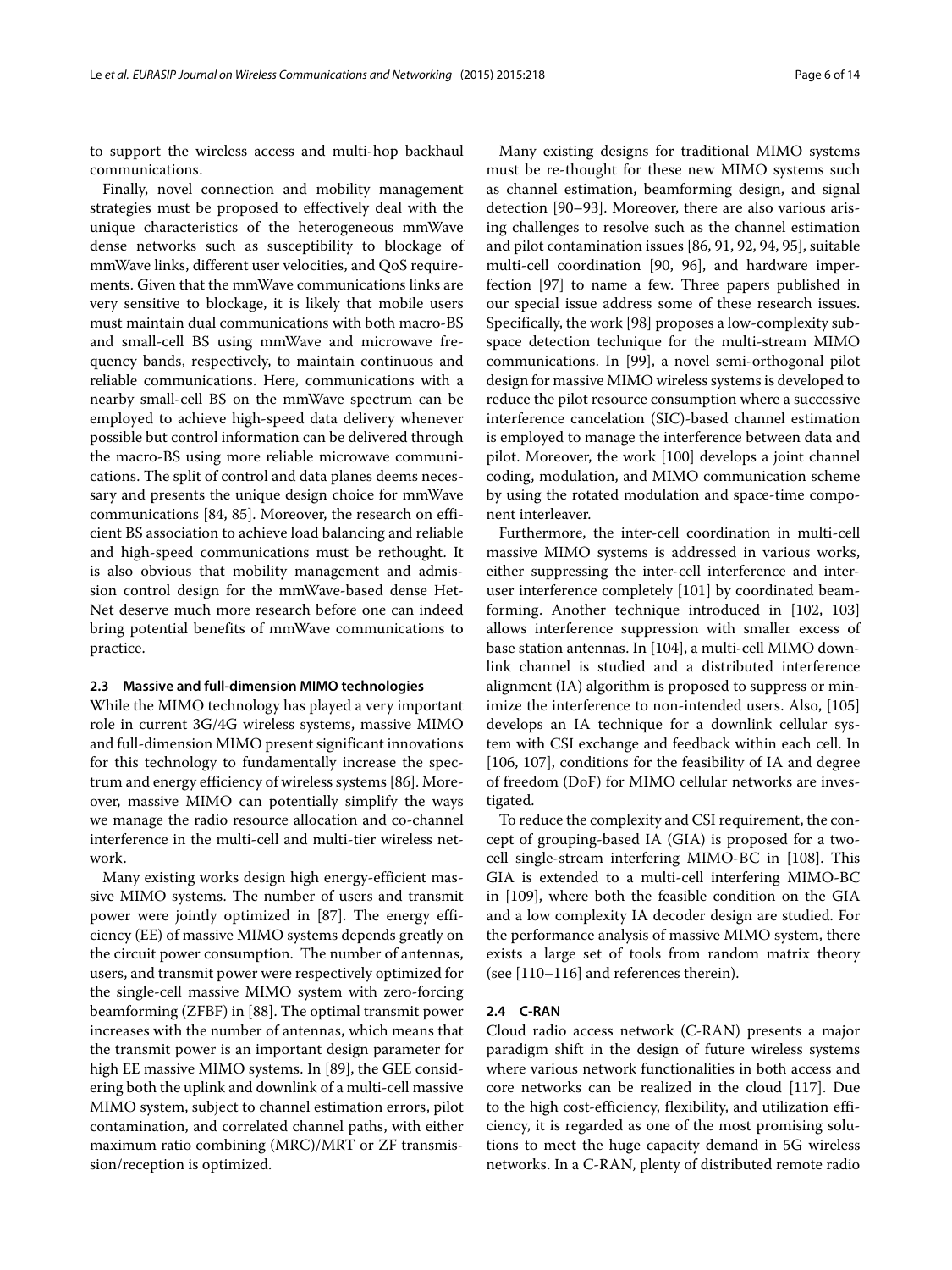to support the wireless access and multi-hop backhaul communications.

Finally, novel connection and mobility management strategies must be proposed to effectively deal with the unique characteristics of the heterogeneous mmWave dense networks such as susceptibility to blockage of mmWave links, different user velocities, and QoS requirements. Given that the mmWave communications links are very sensitive to blockage, it is likely that mobile users must maintain dual communications with both macro-BS and small-cell BS using mmWave and microwave frequency bands, respectively, to maintain continuous and reliable communications. Here, communications with a nearby small-cell BS on the mmWave spectrum can be employed to achieve high-speed data delivery whenever possible but control information can be delivered through the macro-BS using more reliable microwave communications. The split of control and data planes deems necessary and presents the unique design choice for mmWave communications [84, 85]. Moreover, the research on efficient BS association to achieve load balancing and reliable and high-speed communications must be rethought. It is also obvious that mobility management and admission control design for the mmWave-based dense HetNet deserve much more research before one can indeed bring potential benefits of mmWave communications to practice.

### 2.3 Massive and full-dimension MIMO technologies

While the MIMO technology has played a very important role in current 3G/4G wireless systems, massive MIMO and full-dimension MIMO present significant innovations for this technology to fundamentally increase the spectrum and energy efficiency of wireless systems [86]. Moreover, massive MIMO can potentially simplify the ways we manage the radio resource allocation and co-channel interference in the multi-cell and multi-tier wireless network.

Many existing works design high energy-efficient massive MIMO systems. The number of users and transmit power were jointly optimized in [87]. The energy efficiency (EE) of massive MIMO systems depends greatly on the circuit power consumption. The number of antennas, users, and transmit power were respectively optimized for the single-cell massive MIMO system with zero-forcing beamforming (ZFBF) in [88]. The optimal transmit power increases with the number of antennas, which means that the transmit power is an important design parameter for high EE massive MIMO systems. In [89], the GEE considering both the uplink and downlink of a multi-cell massive MIMO system, subject to channel estimation errors, pilot contamination, and correlated channel paths, with either maximum ratio combining (MRC)/MRT or ZF transmission/reception is optimized.

Many existing designs for traditional MIMO systems must be re-thought for these new MIMO systems such as channel estimation, beamforming design, and signal detection [90–93]. Moreover, there are also various arising challenges to resolve such as the channel estimation and pilot contamination issues [86, 91, 92, 94, 95], suitable multi-cell coordination [90, 96], and hardware imperfection [97] to name a few. Three papers published in our special issue address some of these research issues. Specifically, the work [98] proposes a low-complexity subspace detection technique for the multi-stream MIMO communications. In [99], a novel semi-orthogonal pilot design for massive MIMO wireless systems is developed to reduce the pilot resource consumption where a successive interference cancelation (SIC)-based channel estimation is employed to manage the interference between data and pilot. Moreover, the work [100] develops a joint channel coding, modulation, and MIMO communication scheme by using the rotated modulation and space-time component interleaver.

Furthermore, the inter-cell coordination in multi-cell massive MIMO systems is addressed in various works, either suppressing the inter-cell interference and inter-user interference completely [101] by coordinated beamforming. Another technique introduced in [102, 103] allows interference suppression with smaller excess of base station antennas. In [104], a multi-cell MIMO downlink channel is studied and a distributed interference alignment (IA) algorithm is proposed to suppress or minimize the interference to non-intended users. Also, [105] develops an IA technique for a downlink cellular system with CSI exchange and feedback within each cell. In [106, 107], conditions for the feasibility of IA and degree of freedom (DoF) for MIMO cellular networks are investigated.

To reduce the complexity and CSI requirement, the concept of grouping-based IA (GIA) is proposed for a two-cell single-stream interfering MIMO-BC in [108]. This GIA is extended to a multi-cell interfering MIMO-BC in [109], where both the feasible condition on the GIA and a low complexity IA decoder design are studied. For the performance analysis of massive MIMO system, there exists a large set of tools from random matrix theory (see [110–116] and references therein).

### 2.4 C-RAN

Cloud radio access network (C-RAN) presents a major paradigm shift in the design of future wireless systems where various network functionalities in both access and core networks can be realized in the cloud [117]. Due to the high cost-efficiency, flexibility, and utilization efficiency, it is regarded as one of the most promising solutions to meet the huge capacity demand in 5G wireless networks. In a C-RAN, plenty of distributed remote radio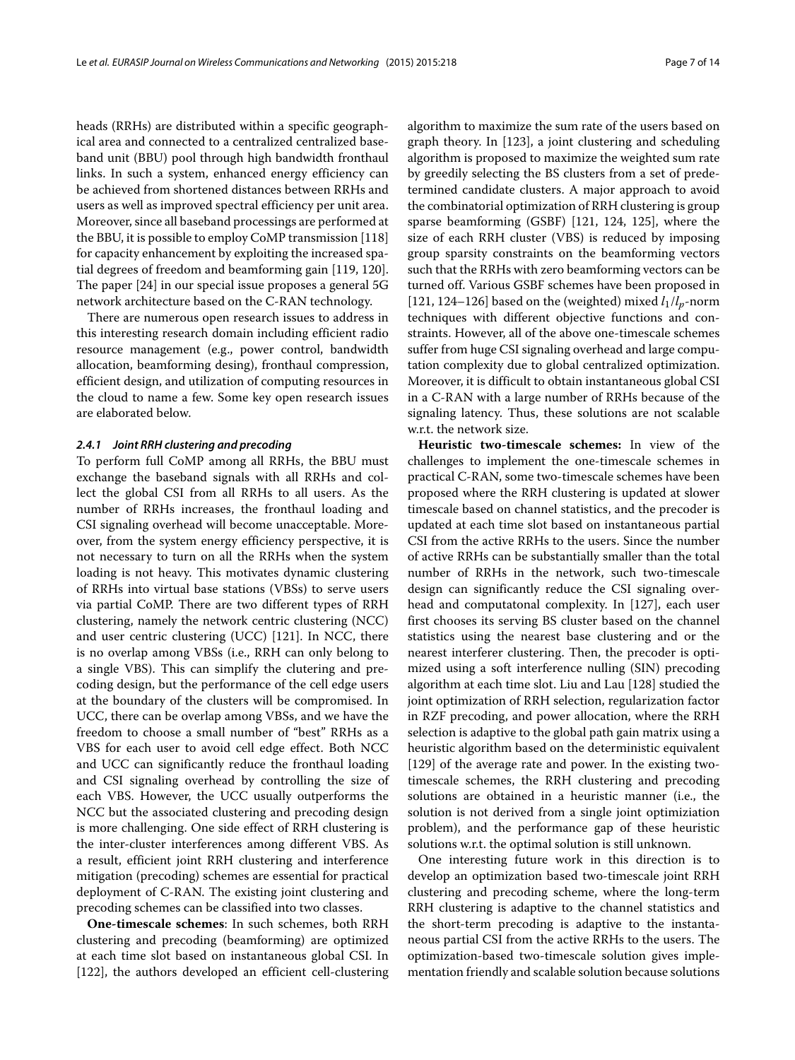heads (RRHs) are distributed within a specific geographical area and connected to a centralized centralized baseband unit (BBU) pool through high bandwidth fronthaul links. In such a system, enhanced energy efficiency can be achieved from shortened distances between RRHs and users as well as improved spectral efficiency per unit area. Moreover, since all baseband processings are performed at the BBU, it is possible to employ CoMP transmission [118] for capacity enhancement by exploiting the increased spatial degrees of freedom and beamforming gain [119, 120]. The paper [24] in our special issue proposes a general 5G network architecture based on the C-RAN technology.

There are numerous open research issues to address in this interesting research domain including efficient radio resource management (e.g., power control, bandwidth allocation, beamforming desing), fronthaul compression, efficient design, and utilization of computing resources in the cloud to name a few. Some key open research issues are elaborated below.

#### *2.4.1 Joint RRH clustering and precoding*

To perform full CoMP among all RRHs, the BBU must exchange the baseband signals with all RRHs and collect the global CSI from all RRHs to all users. As the number of RRHs increases, the fronthaul loading and CSI signaling overhead will become unacceptable. Moreover, from the system energy efficiency perspective, it is not necessary to turn on all the RRHs when the system loading is not heavy. This motivates dynamic clustering of RRHs into virtual base stations (VBSs) to serve users via partial CoMP. There are two different types of RRH clustering, namely the network centric clustering (NCC) and user centric clustering (UCC) [121]. In NCC, there is no overlap among VBSs (i.e., RRH can only belong to a single VBS). This can simplify the clutering and precoding design, but the performance of the cell edge users at the boundary of the clusters will be compromised. In UCC, there can be overlap among VBSs, and we have the freedom to choose a small number of "best" RRHs as a VBS for each user to avoid cell edge effect. Both NCC and UCC can significantly reduce the fronthaul loading and CSI signaling overhead by controlling the size of each VBS. However, the UCC usually outperforms the NCC but the associated clustering and precoding design is more challenging. One side effect of RRH clustering is the inter-cluster interferences among different VBS. As a result, efficient joint RRH clustering and interference mitigation (precoding) schemes are essential for practical deployment of C-RAN. The existing joint clustering and precoding schemes can be classified into two classes.

**One-timescale schemes**: In such schemes, both RRH clustering and precoding (beamforming) are optimized at each time slot based on instantaneous global CSI. In [122], the authors developed an efficient cell-clustering algorithm to maximize the sum rate of the users based on graph theory. In [123], a joint clustering and scheduling algorithm is proposed to maximize the weighted sum rate by greedily selecting the BS clusters from a set of predetermined candidate clusters. A major approach to avoid the combinatorial optimization of RRH clustering is group sparse beamforming (GSBF) [121, 124, 125], where the size of each RRH cluster (VBS) is reduced by imposing group sparsity constraints on the beamforming vectors such that the RRHs with zero beamforming vectors can be turned off. Various GSBF schemes have been proposed in [121, 124–126] based on the (weighted) mixed $l_1/l_p$-norm techniques with different objective functions and constraints. However, all of the above one-timescale schemes suffer from huge CSI signaling overhead and large computation complexity due to global centralized optimization. Moreover, it is difficult to obtain instantaneous global CSI in a C-RAN with a large number of RRHs because of the signaling latency. Thus, these solutions are not scalable w.r.t. the network size.

**Heuristic two-timescale schemes:** In view of the challenges to implement the one-timescale schemes in practical C-RAN, some two-timescale schemes have been proposed where the RRH clustering is updated at slower timescale based on channel statistics, and the precoder is updated at each time slot based on instantaneous partial CSI from the active RRHs to the users. Since the number of active RRHs can be substantially smaller than the total number of RRHs in the network, such two-timescale design can significantly reduce the CSI signaling overhead and computatonal complexity. In [127], each user first chooses its serving BS cluster based on the channel statistics using the nearest base clustering and or the nearest interferer clustering. Then, the precoder is optimized using a soft interference nulling (SIN) precoding algorithm at each time slot. Liu and Lau [128] studied the joint optimization of RRH selection, regularization factor in RZF precoding, and power allocation, where the RRH selection is adaptive to the global path gain matrix using a heuristic algorithm based on the deterministic equivalent [129] of the average rate and power. In the existing two-timescale schemes, the RRH clustering and precoding solutions are obtained in a heuristic manner (i.e., the solution is not derived from a single joint optimiziation problem), and the performance gap of these heuristic solutions w.r.t. the optimal solution is still unknown.

One interesting future work in this direction is to develop an optimization based two-timescale joint RRH clustering and precoding scheme, where the long-term RRH clustering is adaptive to the channel statistics and the short-term precoding is adaptive to the instantaneous partial CSI from the active RRHs to the users. The optimization-based two-timescale solution gives implementation friendly and scalable solution because solutions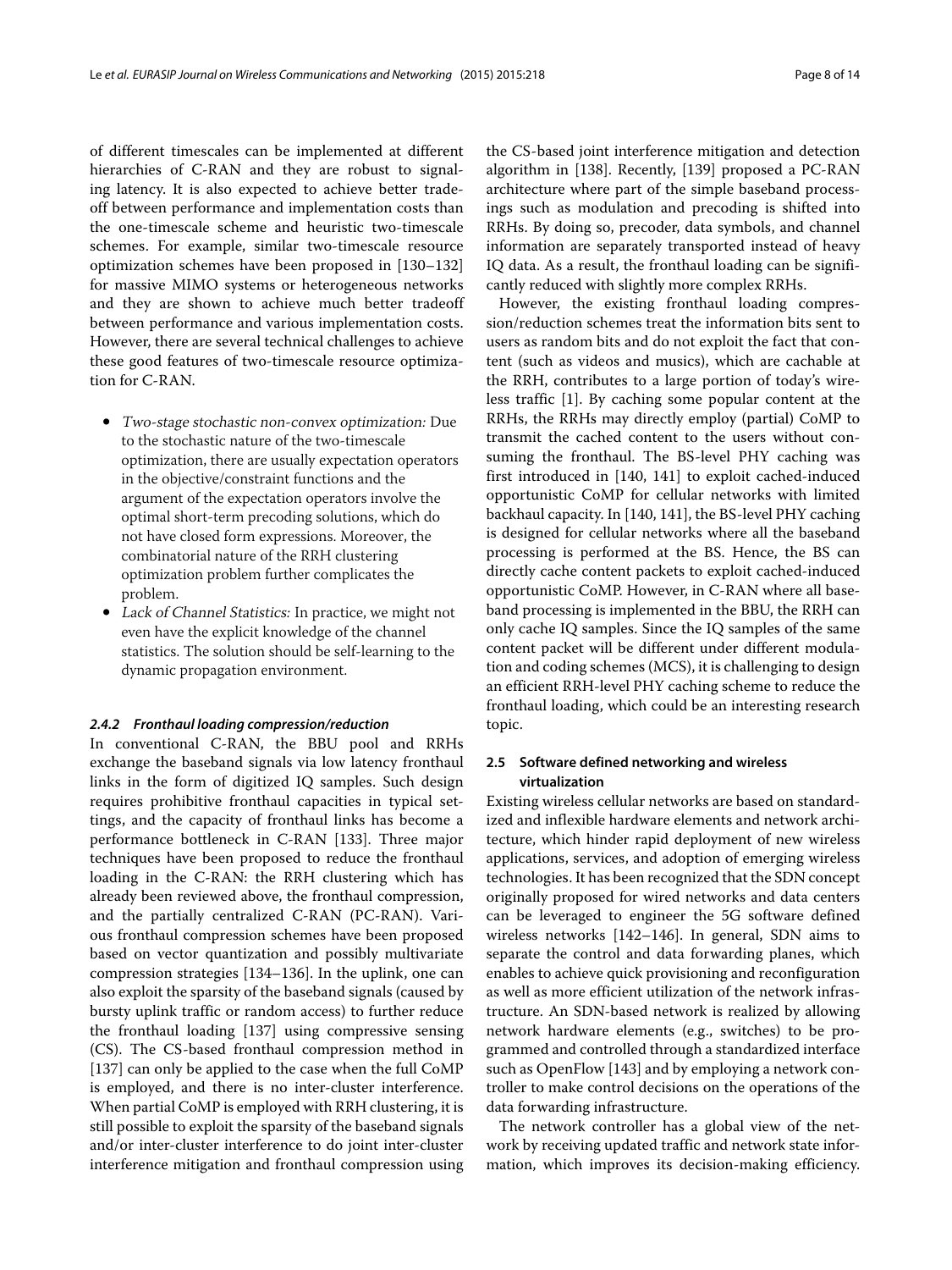of different timescales can be implemented at different hierarchies of C-RAN and they are robust to signaling latency. It is also expected to achieve better tradeoff between performance and implementation costs than the one-timescale scheme and heuristic two-timescale schemes. For example, similar two-timescale resource optimization schemes have been proposed in [130–132] for massive MIMO systems or heterogeneous networks and they are shown to achieve much better tradeoff between performance and various implementation costs. However, there are several technical challenges to achieve these good features of two-timescale resource optimization for C-RAN.

- *Two-stage stochastic non-convex optimization:* Due to the stochastic nature of the two-timescale optimization, there are usually expectation operators in the objective/constraint functions and the argument of the expectation operators involve the optimal short-term precoding solutions, which do not have closed form expressions. Moreover, the combinatorial nature of the RRH clustering optimization problem further complicates the problem.
- *Lack of Channel Statistics:* In practice, we might not even have the explicit knowledge of the channel statistics. The solution should be self-learning to the dynamic propagation environment.

#### 2.4.2 Fronthaul loading compression/reduction

In conventional C-RAN, the BBU pool and RRHs exchange the baseband signals via low latency fronthaul links in the form of digitized IQ samples. Such design requires prohibitive fronthaul capacities in typical settings, and the capacity of fronthaul links has become a performance bottleneck in C-RAN [133]. Three major techniques have been proposed to reduce the fronthaul loading in the C-RAN: the RRH clustering which has already been reviewed above, the fronthaul compression, and the partially centralized C-RAN (PC-RAN). Various fronthaul compression schemes have been proposed based on vector quantization and possibly multivariate compression strategies [134–136]. In the uplink, one can also exploit the sparsity of the baseband signals (caused by bursty uplink traffic or random access) to further reduce the fronthaul loading [137] using compressive sensing (CS). The CS-based fronthaul compression method in [137] can only be applied to the case when the full CoMP is employed, and there is no inter-cluster interference. When partial CoMP is employed with RRH clustering, it is still possible to exploit the sparsity of the baseband signals and/or inter-cluster interference to do joint inter-cluster interference mitigation and fronthaul compression using the CS-based joint interference mitigation and detection algorithm in [138]. Recently, [139] proposed a PC-RAN architecture where part of the simple baseband processings such as modulation and precoding is shifted into RRHs. By doing so, precoder, data symbols, and channel information are separately transported instead of heavy IQ data. As a result, the fronthaul loading can be significantly reduced with slightly more complex RRHs.

However, the existing fronthaul loading compression/reduction schemes treat the information bits sent to users as random bits and do not exploit the fact that content (such as videos and musics), which are cachable at the RRH, contributes to a large portion of today's wireless traffic [1]. By caching some popular content at the RRHs, the RRHs may directly employ (partial) CoMP to transmit the cached content to the users without consuming the fronthaul. The BS-level PHY caching was first introduced in [140, 141] to exploit cached-induced opportunistic CoMP for cellular networks with limited backhaul capacity. In [140, 141], the BS-level PHY caching is designed for cellular networks where all the baseband processing is performed at the BS. Hence, the BS can directly cache content packets to exploit cached-induced opportunistic CoMP. However, in C-RAN where all baseband processing is implemented in the BBU, the RRH can only cache IQ samples. Since the IQ samples of the same content packet will be different under different modulation and coding schemes (MCS), it is challenging to design an efficient RRH-level PHY caching scheme to reduce the fronthaul loading, which could be an interesting research topic.

### 2.5 Software defined networking and wireless virtualization

Existing wireless cellular networks are based on standardized and inflexible hardware elements and network architecture, which hinder rapid deployment of new wireless applications, services, and adoption of emerging wireless technologies. It has been recognized that the SDN concept originally proposed for wired networks and data centers can be leveraged to engineer the 5G software defined wireless networks [142–146]. In general, SDN aims to separate the control and data forwarding planes, which enables to achieve quick provisioning and reconfiguration as well as more efficient utilization of the network infrastructure. An SDN-based network is realized by allowing network hardware elements (e.g., switches) to be programmed and controlled through a standardized interface such as OpenFlow [143] and by employing a network controller to make control decisions on the operations of the data forwarding infrastructure.

The network controller has a global view of the network by receiving updated traffic and network state information, which improves its decision-making efficiency.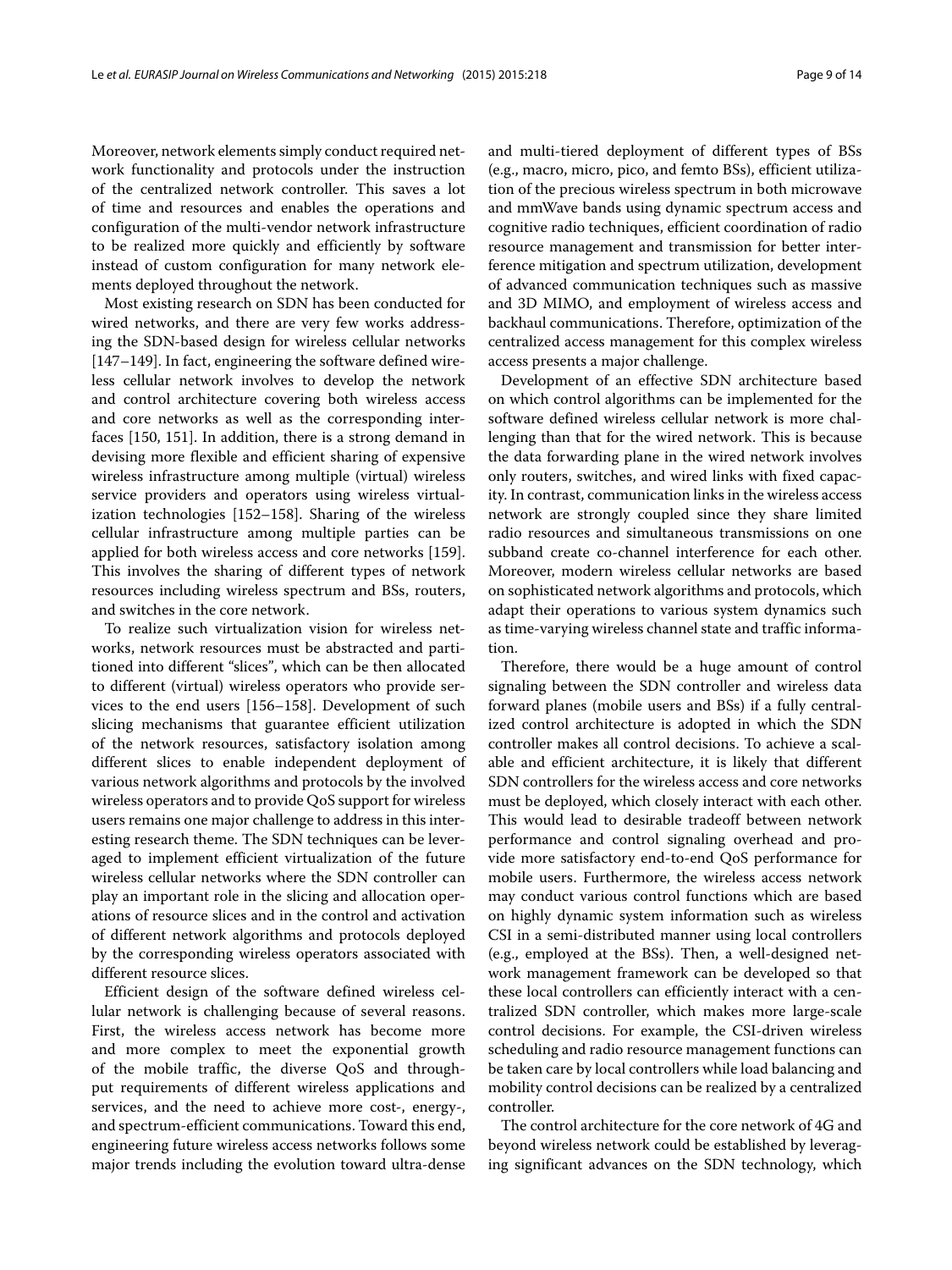Moreover, network elements simply conduct required network functionality and protocols under the instruction of the centralized network controller. This saves a lot of time and resources and enables the operations and configuration of the multi-vendor network infrastructure to be realized more quickly and efficiently by software instead of custom configuration for many network elements deployed throughout the network.

Most existing research on SDN has been conducted for wired networks, and there are very few works addressing the SDN-based design for wireless cellular networks [147–149]. In fact, engineering the software defined wireless cellular network involves to develop the network and control architecture covering both wireless access and core networks as well as the corresponding interfaces [150, 151]. In addition, there is a strong demand in devising more flexible and efficient sharing of expensive wireless infrastructure among multiple (virtual) wireless service providers and operators using wireless virtualization technologies [152–158]. Sharing of the wireless cellular infrastructure among multiple parties can be applied for both wireless access and core networks [159]. This involves the sharing of different types of network resources including wireless spectrum and BSs, routers, and switches in the core network.

To realize such virtualization vision for wireless networks, network resources must be abstracted and partitioned into different "slices", which can be then allocated to different (virtual) wireless operators who provide services to the end users [156–158]. Development of such slicing mechanisms that guarantee efficient utilization of the network resources, satisfactory isolation among different slices to enable independent deployment of various network algorithms and protocols by the involved wireless operators and to provide QoS support for wireless users remains one major challenge to address in this interesting research theme. The SDN techniques can be leveraged to implement efficient virtualization of the future wireless cellular networks where the SDN controller can play an important role in the slicing and allocation operations of resource slices and in the control and activation of different network algorithms and protocols deployed by the corresponding wireless operators associated with different resource slices.

Efficient design of the software defined wireless cellular network is challenging because of several reasons. First, the wireless access network has become more and more complex to meet the exponential growth of the mobile traffic, the diverse QoS and throughput requirements of different wireless applications and services, and the need to achieve more cost-, energy-, and spectrum-efficient communications. Toward this end, engineering future wireless access networks follows some major trends including the evolution toward ultra-dense and multi-tiered deployment of different types of BSs (e.g., macro, micro, pico, and femto BSs), efficient utilization of the precious wireless spectrum in both microwave and mmWave bands using dynamic spectrum access and cognitive radio techniques, efficient coordination of radio resource management and transmission for better interference mitigation and spectrum utilization, development of advanced communication techniques such as massive and 3D MIMO, and employment of wireless access and backhaul communications. Therefore, optimization of the centralized access management for this complex wireless access presents a major challenge.

Development of an effective SDN architecture based on which control algorithms can be implemented for the software defined wireless cellular network is more challenging than that for the wired network. This is because the data forwarding plane in the wired network involves only routers, switches, and wired links with fixed capacity. In contrast, communication links in the wireless access network are strongly coupled since they share limited radio resources and simultaneous transmissions on one subband create co-channel interference for each other. Moreover, modern wireless cellular networks are based on sophisticated network algorithms and protocols, which adapt their operations to various system dynamics such as time-varying wireless channel state and traffic information.

Therefore, there would be a huge amount of control signaling between the SDN controller and wireless data forward planes (mobile users and BSs) if a fully centralized control architecture is adopted in which the SDN controller makes all control decisions. To achieve a scalable and efficient architecture, it is likely that different SDN controllers for the wireless access and core networks must be deployed, which closely interact with each other. This would lead to desirable tradeoff between network performance and control signaling overhead and provide more satisfactory end-to-end QoS performance for mobile users. Furthermore, the wireless access network may conduct various control functions which are based on highly dynamic system information such as wireless CSI in a semi-distributed manner using local controllers (e.g., employed at the BSs). Then, a well-designed network management framework can be developed so that these local controllers can efficiently interact with a centralized SDN controller, which makes more large-scale control decisions. For example, the CSI-driven wireless scheduling and radio resource management functions can be taken care by local controllers while load balancing and mobility control decisions can be realized by a centralized controller.

The control architecture for the core network of 4G and beyond wireless network could be established by leveraging significant advances on the SDN technology, which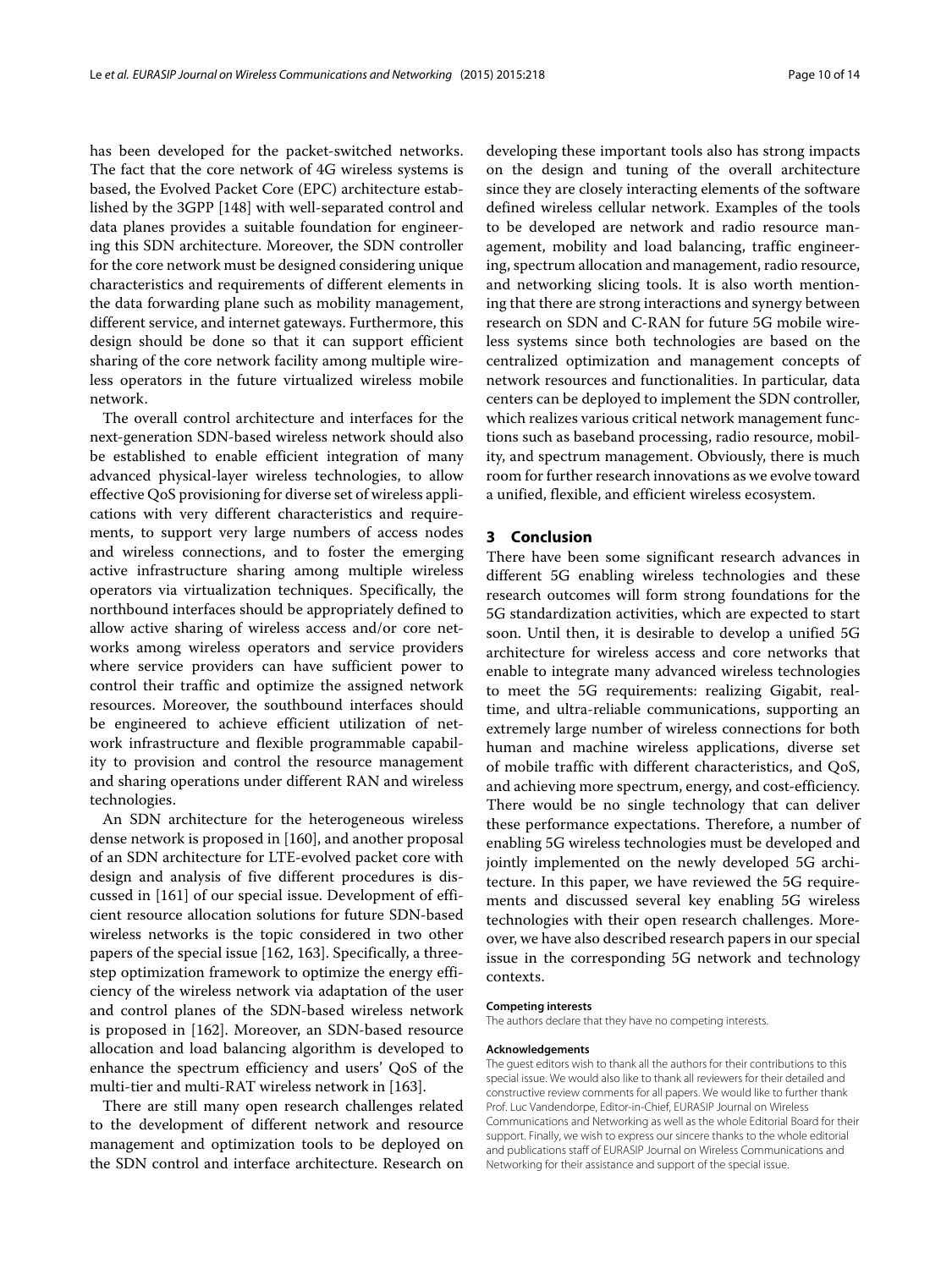has been developed for the packet-switched networks. The fact that the core network of 4G wireless systems is based, the Evolved Packet Core (EPC) architecture established by the 3GPP [148] with well-separated control and data planes provides a suitable foundation for engineering this SDN architecture. Moreover, the SDN controller for the core network must be designed considering unique characteristics and requirements of different elements in the data forwarding plane such as mobility management, different service, and internet gateways. Furthermore, this design should be done so that it can support efficient sharing of the core network facility among multiple wireless operators in the future virtualized wireless mobile network.

The overall control architecture and interfaces for the next-generation SDN-based wireless network should also be established to enable efficient integration of many advanced physical-layer wireless technologies, to allow effective QoS provisioning for diverse set of wireless applications with very different characteristics and requirements, to support very large numbers of access nodes and wireless connections, and to foster the emerging active infrastructure sharing among multiple wireless operators via virtualization techniques. Specifically, the northbound interfaces should be appropriately defined to allow active sharing of wireless access and/or core networks among wireless operators and service providers where service providers can have sufficient power to control their traffic and optimize the assigned network resources. Moreover, the southbound interfaces should be engineered to achieve efficient utilization of network infrastructure and flexible programmable capability to provision and control the resource management and sharing operations under different RAN and wireless technologies.

An SDN architecture for the heterogeneous wireless dense network is proposed in [160], and another proposal of an SDN architecture for LTE-evolved packet core with design and analysis of five different procedures is discussed in [161] of our special issue. Development of efficient resource allocation solutions for future SDN-based wireless networks is the topic considered in two other papers of the special issue [162, 163]. Specifically, a three-step optimization framework to optimize the energy efficiency of the wireless network via adaptation of the user and control planes of the SDN-based wireless network is proposed in [162]. Moreover, an SDN-based resource allocation and load balancing algorithm is developed to enhance the spectrum efficiency and users' QoS of the multi-tier and multi-RAT wireless network in [163].

There are still many open research challenges related to the development of different network and resource management and optimization tools to be deployed on the SDN control and interface architecture. Research on developing these important tools also has strong impacts on the design and tuning of the overall architecture since they are closely interacting elements of the software defined wireless cellular network. Examples of the tools to be developed are network and radio resource management, mobility and load balancing, traffic engineering, spectrum allocation and management, radio resource, and networking slicing tools. It is also worth mentioning that there are strong interactions and synergy between research on SDN and C-RAN for future 5G mobile wireless systems since both technologies are based on the centralized optimization and management concepts of network resources and functionalities. In particular, data centers can be deployed to implement the SDN controller, which realizes various critical network management functions such as baseband processing, radio resource, mobility, and spectrum management. Obviously, there is much room for further research innovations as we evolve toward a unified, flexible, and efficient wireless ecosystem.

## 3 Conclusion

There have been some significant research advances in different 5G enabling wireless technologies and these research outcomes will form strong foundations for the 5G standardization activities, which are expected to start soon. Until then, it is desirable to develop a unified 5G architecture for wireless access and core networks that enable to integrate many advanced wireless technologies to meet the 5G requirements: realizing Gigabit, real-time, and ultra-reliable communications, supporting an extremely large number of wireless connections for both human and machine wireless applications, diverse set of mobile traffic with different characteristics, and QoS, and achieving more spectrum, energy, and cost-efficiency. There would be no single technology that can deliver these performance expectations. Therefore, a number of enabling 5G wireless technologies must be developed and jointly implemented on the newly developed 5G architecture. In this paper, we have reviewed the 5G requirements and discussed several key enabling 5G wireless technologies with their open research challenges. Moreover, we have also described research papers in our special issue in the corresponding 5G network and technology contexts.

#### Competing interests

The authors declare that they have no competing interests.

#### Acknowledgements

The guest editors wish to thank all the authors for their contributions to this special issue. We would also like to thank all reviewers for their detailed and constructive review comments for all papers. We would like to further thank Prof. Luc Vandendorpe, Editor-in-Chief, EURASIP Journal on Wireless Communications and Networking as well as the whole Editorial Board for their support. Finally, we wish to express our sincere thanks to the whole editorial and publications staff of EURASIP Journal on Wireless Communications and Networking for their assistance and support of the special issue.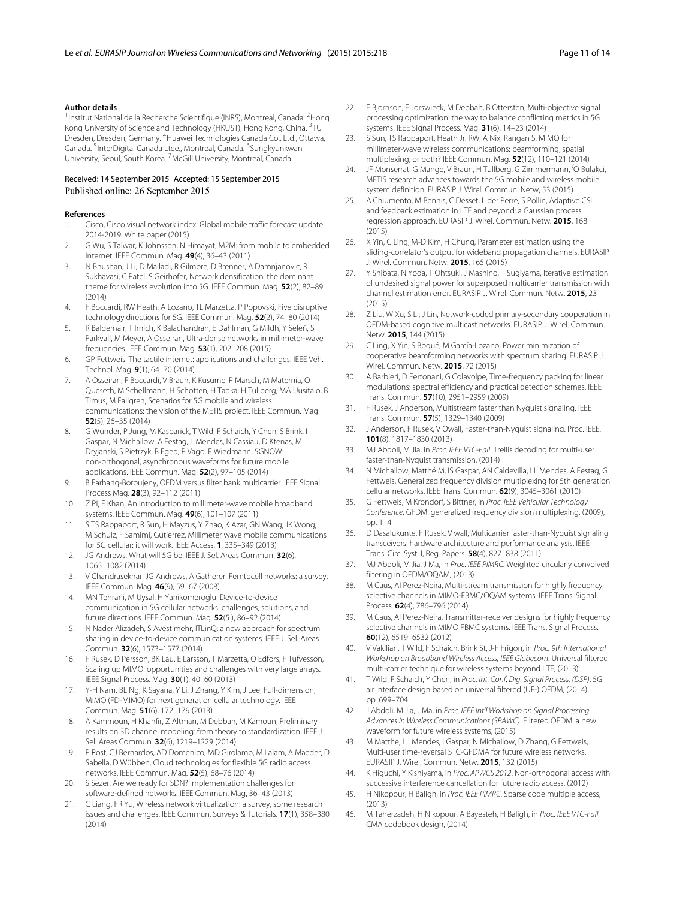#### Author details

[1]Institut National de la Recherche Scientifique (INRS), Montreal, Canada. [2]Hong Kong University of Science and Technology (HKUST), Hong Kong, China. [3]TU Dresden, Dresden, Germany. [4]Huawei Technologies Canada Co., Ltd., Ottawa, Canada. [5]InterDigital Canada Ltee., Montreal, Canada. [6]Sungkyunkwan University, Seoul, South Korea. [7]McGill University, Montreal, Canada.

Received: 14 September 2015 Accepted: 15 September 2015
Published online: 26 September 2015

#### References

1. Cisco, Cisco visual network index: Global mobile traffic forecast update 2014-2019. White paper (2015)
2. G Wu, S Talwar, K Johnsson, N Himayat, M2M: from mobile to embedded Internet. IEEE Commun. Mag. **49**(4), 36–43 (2011)
3. N Bhushan, J Li, D Malladi, R Gilmore, D Brenner, A Damnjanovic, R Sukhavasi, C Patel, S Geirhofer, Network densification: the dominant theme for wireless evolution into 5G. IEEE Commun. Mag. **52**(2), 82–89 (2014)
4. F Boccardi, RW Heath, A Lozano, TL Marzetta, P Popovski, Five disruptive technology directions for 5G. IEEE Commun. Mag. **52**(2), 74–80 (2014)
5. R Baldemair, T Irnich, K Balachandran, E Dahlman, G Mildh, Y Seleń, S Parkvall, M Meyer, A Osseiran, Ultra-dense networks in millimeter-wave frequencies. IEEE Commun. Mag. **53**(1), 202–208 (2015)
6. GP Fettweis, The tactile internet: applications and challenges. IEEE Veh. Technol. Mag. **9**(1), 64–70 (2014)
7. A Osseiran, F Boccardi, V Braun, K Kusume, P Marsch, M Maternia, O Queseth, M Schellmann, H Schotten, H Taoka, H Tullberg, MA Uusitalo, B Timus, M Fallgren, Scenarios for 5G mobile and wireless communications: the vision of the METIS project. IEEE Commun. Mag. **52**(5), 26–35 (2014)
8. G Wunder, P Jung, M Kasparick, T Wild, F Schaich, Y Chen, S Brink, I Gaspar, N Michailow, A Festag, L Mendes, N Cassiau, D Ktenas, M Dryjanski, S Pietrzyk, B Eged, P Vago, F Wiedmann, 5GNOW: non-orthogonal, asynchronous waveforms for future mobile applications. IEEE Commun. Mag. **52**(2), 97–105 (2014)
9. B Farhang-Boroujeny, OFDM versus filter bank multicarrier. IEEE Signal Process Mag. **28**(3), 92–112 (2011)
10. Z Pi, F Khan, An introduction to millimeter-wave mobile broadband systems. IEEE Commun. Mag. **49**(6), 101–107 (2011)
11. S TS Rappaport, R Sun, H Mayzus, Y Zhao, K Azar, GN Wang, JK Wong, M Schulz, F Samimi, Gutierrez, Millimeter wave mobile communications for 5G cellular: it will work. IEEE Access. **1**, 335–349 (2013)
12. JG Andrews, What will 5G be. IEEE J. Sel. Areas Commun. **32**(6), 1065–1082 (2014)
13. V Chandrasekhar, JG Andrews, A Gatherer, Femtocell networks: a survey. IEEE Commun. Mag. **46**(9), 59–67 (2008)
14. MN Tehrani, M Uysal, H Yanikomeroglu, Device-to-device communication in 5G cellular networks: challenges, solutions, and future directions. IEEE Commun. Mag. **52**(5 ), 86–92 (2014)
15. N NaderiAlizadeh, S Avestimehr, ITLinQ: a new approach for spectrum sharing in device-to-device communication systems. IEEE J. Sel. Areas Commun. **32**(6), 1573–1577 (2014)
16. F Rusek, D Persson, BK Lau, E Larsson, T Marzetta, O Edfors, F Tufvesson, Scaling up MIMO: opportunities and challenges with very large arrays. IEEE Signal Process. Mag. **30**(1), 40–60 (2013)
17. Y-H Nam, BL Ng, K Sayana, Y Li, J Zhang, Y Kim, J Lee, Full-dimension, MIMO (FD-MIMO) for next generation cellular technology. IEEE Commun. Mag. **51**(6), 172–179 (2013)
18. A Kammoun, H Khanfir, Z Altman, M Debbah, M Kamoun, Preliminary results on 3D channel modeling: from theory to standardization. IEEE J. Sel. Areas Commun. **32**(6), 1219–1229 (2014)
19. P Rost, CJ Bernardos, AD Domenico, MD Girolamo, M Lalam, A Maeder, D Sabella, D Wübben, Cloud technologies for flexible 5G radio access networks. IEEE Commun. Mag. **52**(5), 68–76 (2014)
20. S Sezer, Are we ready for SDN? Implementation challenges for software-defined networks. IEEE Commun. Mag, 36–43 (2013)
21. C Liang, FR Yu, Wireless network virtualization: a survey, some research issues and challenges. IEEE Commun. Surveys & Tutorials. **17**(1), 358–380 (2014)
22. E Bjornson, E Jorswieck, M Debbah, B Ottersten, Multi-objective signal processing optimization: the way to balance conflicting metrics in 5G systems. IEEE Signal Process. Mag. **31**(6), 14–23 (2014)
23. S Sun, TS Rappaport, Heath Jr. RW, A Nix, Rangan S, MIMO for millimeter-wave wireless communications: beamforming, spatial multiplexing, or both? IEEE Commun. Mag. **52**(12), 110–121 (2014)
24. JF Monserrat, G Mange, V Braun, H Tullberg, G Zimmermann, ́O Bulakci, METIS research advances towards the 5G mobile and wireless mobile system definition. EURASIP J. Wirel. Commun. Netw, 53 (2015)
25. A Chiumento, M Bennis, C Desset, L der Perre, S Pollin, Adaptive CSI and feedback estimation in LTE and beyond: a Gaussian process regression approach. EURASIP J. Wirel. Commun. Netw. **2015**, 168 (2015)
26. X Yin, C Ling, M-D Kim, H Chung, Parameter estimation using the sliding-correlator's output for wideband propagation channels. EURASIP J. Wirel. Commun. Netw. **2015**, 165 (2015)
27. Y Shibata, N Yoda, T Ohtsuki, J Mashino, T Sugiyama, Iterative estimation of undesired signal power for superposed multicarrier transmission with channel estimation error. EURASIP J. Wirel. Commun. Netw. **2015**, 23 (2015)
28. Z Liu, W Xu, S Li, J Lin, Network-coded primary-secondary cooperation in OFDM-based cognitive multicast networks. EURASIP J. Wirel. Commun. Netw. **2015**, 144 (2015)
29. C Ling, X Yin, S Boqué, M García-Lozano, Power minimization of cooperative beamforming networks with spectrum sharing. EURASIP J. Wirel. Commun. Netw. **2015**, 72 (2015)
30. A Barbieri, D Fertonani, G Colavolpe, Time-frequency packing for linear modulations: spectral efficiency and practical detection schemes. IEEE Trans. Commun. **57**(10), 2951–2959 (2009)
31. F Rusek, J Anderson, Multistream faster than Nyquist signaling. IEEE Trans. Commun. **57**(5), 1329–1340 (2009)
32. J Anderson, F Rusek, V Owall, Faster-than-Nyquist signaling. Proc. IEEE. **101**(8), 1817–1830 (2013)
33. MJ Abdoli, M Jia, in *Proc. IEEE VTC-Fall*. Trellis decoding for multi-user faster-than-Nyquist transmission, (2014)
34. N Michailow, Matthé M, IS Gaspar, AN Caldevilla, LL Mendes, A Festag, G Fettweis, Generalized frequency division multiplexing for 5th generation cellular networks. IEEE Trans. Commun. **62**(9), 3045–3061 (2010)
35. G Fettweis, M Krondorf, S Bittner, in *Proc. IEEE Vehicular Technology Conference*. GFDM: generalized frequency division multiplexing, (2009), pp. 1–4
36. D Dasalukunte, F Rusek, V wall, Multicarrier faster-than-Nyquist signaling transceivers: hardware architecture and performance analysis. IEEE Trans. Circ. Syst. I, Reg. Papers. **58**(4), 827–838 (2011)
37. MJ Abdoli, M Jia, J Ma, in *Proc. IEEE PIMRC*. Weighted circularly convolved filtering in OFDM/OQAM, (2013)
38. M Caus, AI Perez-Neira, Multi-stream transmission for highly frequency selective channels in MIMO-FBMC/OQAM systems. IEEE Trans. Signal Process. **62**(4), 786–796 (2014)
39. M Caus, AI Perez-Neira, Transmitter-receiver designs for highly frequency selective channels in MIMO FBMC systems. IEEE Trans. Signal Process. **60**(12), 6519–6532 (2012)
40. V Vakilian, T Wild, F Schaich, Brink St, J-F Frigon, in *Proc. 9th International Workshop on Broadband Wireless Access, IEEE Globecom*. Universal filtered multi-carrier technique for wireless systems beyond LTE, (2013)
41. T Wild, F Schaich, Y Chen, in *Proc. Int. Conf. Dig. Signal Process. (DSP)*. 5G air interface design based on universal filtered (UF-) OFDM, (2014), pp. 699–704
42. J Abdoli, M Jia, J Ma, in *Proc. IEEE Int'l Workshop on Signal Processing Advances in Wireless Communications (SPAWC)*. Filtered OFDM: a new waveform for future wireless systems, (2015)
43. M Matthe, LL Mendes, I Gaspar, N Michailow, D Zhang, G Fettweis, Multi-user time-reversal STC-GFDMA for future wireless networks. EURASIP J. Wirel. Commun. Netw. **2015**, 132 (2015)
44. K Higuchi, Y Kishiyama, in *Proc. APWCS 2012*. Non-orthogonal access with successive interference cancellation for future radio access, (2012)
45. H Nikopour, H Baligh, in *Proc. IEEE PIMRC*. Sparse code multiple access, (2013)
46. M Taherzadeh, H Nikopour, A Bayesteh, H Baligh, in *Proc. IEEE VTC-Fall*. CMA codebook design, (2014)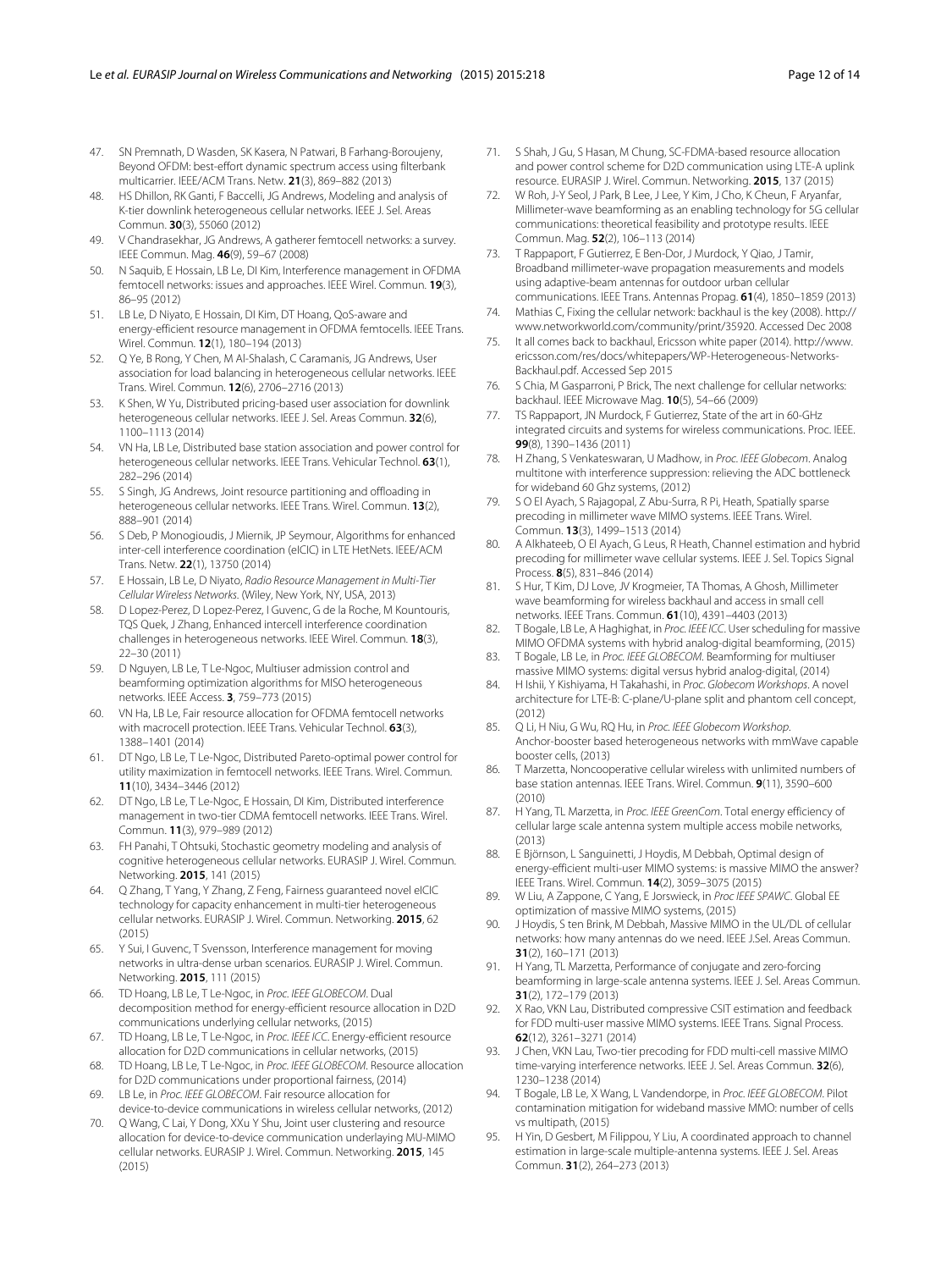47. SN Premnath, D Wasden, SK Kasera, N Patwari, B Farhang-Boroujeny, Beyond OFDM: best-effort dynamic spectrum access using filterbank multicarrier. IEEE/ACM Trans. Netw. **21**(3), 869–882 (2013)
48. HS Dhillon, RK Ganti, F Baccelli, JG Andrews, Modeling and analysis of K-tier downlink heterogeneous cellular networks. IEEE J. Sel. Areas Commun. **30**(3), 55060 (2012)
49. V Chandrasekhar, JG Andrews, A gatherer femtocell networks: a survey. IEEE Commun. Mag. **46**(9), 59–67 (2008)
50. N Saquib, E Hossain, LB Le, DI Kim, Interference management in OFDMA femtocell networks: issues and approaches. IEEE Wirel. Commun. **19**(3), 86–95 (2012)
51. LB Le, D Niyato, E Hossain, DI Kim, DT Hoang, QoS-aware and energy-efficient resource management in OFDMA femtocells. IEEE Trans. Wirel. Commun. **12**(1), 180–194 (2013)
52. Q Ye, B Rong, Y Chen, M Al-Shalash, C Caramanis, JG Andrews, User association for load balancing in heterogeneous cellular networks. IEEE Trans. Wirel. Commun. **12**(6), 2706–2716 (2013)
53. K Shen, W Yu, Distributed pricing-based user association for downlink heterogeneous cellular networks. IEEE J. Sel. Areas Commun. **32**(6), 1100–1113 (2014)
54. VN Ha, LB Le, Distributed base station association and power control for heterogeneous cellular networks. IEEE Trans. Vehicular Technol. **63**(1), 282–296 (2014)
55. S Singh, JG Andrews, Joint resource partitioning and offloading in heterogeneous cellular networks. IEEE Trans. Wirel. Commun. **13**(2), 888–901 (2014)
56. S Deb, P Monogioudis, J Miernik, JP Seymour, Algorithms for enhanced inter-cell interference coordination (eICIC) in LTE HetNets. IEEE/ACM Trans. Netw. **22**(1), 13750 (2014)
57. E Hossain, LB Le, D Niyato, *Radio Resource Management in Multi-Tier Cellular Wireless Networks*. (Wiley, New York, NY, USA, 2013)
58. D Lopez-Perez, D Lopez-Perez, I Guvenc, G de la Roche, M Kountouris, TQS Quek, J Zhang, Enhanced intercell interference coordination challenges in heterogeneous networks. IEEE Wirel. Commun. **18**(3), 22–30 (2011)
59. D Nguyen, LB Le, T Le-Ngoc, Multiuser admission control and beamforming optimization algorithms for MISO heterogeneous networks. IEEE Access. **3**, 759–773 (2015)
60. VN Ha, LB Le, Fair resource allocation for OFDMA femtocell networks with macrocell protection. IEEE Trans. Vehicular Technol. **63**(3), 1388–1401 (2014)
61. DT Ngo, LB Le, T Le-Ngoc, Distributed Pareto-optimal power control for utility maximization in femtocell networks. IEEE Trans. Wirel. Commun. **11**(10), 3434–3446 (2012)
62. DT Ngo, LB Le, T Le-Ngoc, E Hossain, DI Kim, Distributed interference management in two-tier CDMA femtocell networks. IEEE Trans. Wirel. Commun. **11**(3), 979–989 (2012)
63. FH Panahi, T Ohtsuki, Stochastic geometry modeling and analysis of cognitive heterogeneous cellular networks. EURASIP J. Wirel. Commun. Networking. **2015**, 141 (2015)
64. Q Zhang, T Yang, Y Zhang, Z Feng, Fairness guaranteed novel eICIC technology for capacity enhancement in multi-tier heterogeneous cellular networks. EURASIP J. Wirel. Commun. Networking. **2015**, 62 (2015)
65. Y Sui, I Guvenc, T Svensson, Interference management for moving networks in ultra-dense urban scenarios. EURASIP J. Wirel. Commun. Networking. **2015**, 111 (2015)
66. TD Hoang, LB Le, T Le-Ngoc, in *Proc. IEEE GLOBECOM*. Dual decomposition method for energy-efficient resource allocation in D2D communications underlying cellular networks, (2015)
67. TD Hoang, LB Le, T Le-Ngoc, in *Proc. IEEE ICC*. Energy-efficient resource allocation for D2D communications in cellular networks, (2015)
68. TD Hoang, LB Le, T Le-Ngoc, in *Proc. IEEE GLOBECOM*. Resource allocation for D2D communications under proportional fairness, (2014)
69. LB Le, in *Proc. IEEE GLOBECOM*. Fair resource allocation for device-to-device communications in wireless cellular networks, (2012)
70. Q Wang, C Lai, Y Dong, XXu Y Shu, Joint user clustering and resource allocation for device-to-device communication underlaying MU-MIMO cellular networks. EURASIP J. Wirel. Commun. Networking. **2015**, 145 (2015)
71. S Shah, J Gu, S Hasan, M Chung, SC-FDMA-based resource allocation and power control scheme for D2D communication using LTE-A uplink resource. EURASIP J. Wirel. Commun. Networking. **2015**, 137 (2015)
72. W Roh, J-Y Seol, J Park, B Lee, J Lee, Y Kim, J Cho, K Cheun, F Aryanfar, Millimeter-wave beamforming as an enabling technology for 5G cellular communications: theoretical feasibility and prototype results. IEEE Commun. Mag. **52**(2), 106–113 (2014)
73. T Rappaport, F Gutierrez, E Ben-Dor, J Murdock, Y Qiao, J Tamir, Broadband millimeter-wave propagation measurements and models using adaptive-beam antennas for outdoor urban cellular communications. IEEE Trans. Antennas Propag. **61**(4), 1850–1859 (2013)
74. Mathias C, Fixing the cellular network: backhaul is the key (2008). http://www.networkworld.com/community/print/35920. Accessed Dec 2008
75. It all comes back to backhaul, Ericsson white paper (2014). http://www.ericsson.com/res/docs/whitepapers/WP-Heterogeneous-Networks-Backhaul.pdf. Accessed Sep 2015
76. S Chia, M Gasparroni, P Brick, The next challenge for cellular networks: backhaul. IEEE Microwave Mag. **10**(5), 54–66 (2009)
77. TS Rappaport, JN Murdock, F Gutierrez, State of the art in 60-GHz integrated circuits and systems for wireless communications. Proc. IEEE. **99**(8), 1390–1436 (2011)
78. H Zhang, S Venkateswaran, U Madhow, in *Proc. IEEE Globecom*. Analog multitone with interference suppression: relieving the ADC bottleneck for wideband 60 Ghz systems, (2012)
79. S O El Ayach, S Rajagopal, Z Abu-Surra, R Pi, Heath, Spatially sparse precoding in millimeter wave MIMO systems. IEEE Trans. Wirel. Commun. **13**(3), 1499–1513 (2014)
80. A Alkhateeb, O El Ayach, G Leus, R Heath, Channel estimation and hybrid precoding for millimeter wave cellular systems. IEEE J. Sel. Topics Signal Process. **8**(5), 831–846 (2014)
81. S Hur, T Kim, DJ Love, JV Krogmeier, TA Thomas, A Ghosh, Millimeter wave beamforming for wireless backhaul and access in small cell networks. IEEE Trans. Commun. **61**(10), 4391–4403 (2013)
82. T Bogale, LB Le, A Haghighat, in *Proc. IEEE ICC*. User scheduling for massive MIMO OFDMA systems with hybrid analog-digital beamforming, (2015)
83. T Bogale, LB Le, in *Proc. IEEE GLOBECOM*. Beamforming for multiuser massive MIMO systems: digital versus hybrid analog-digital, (2014)
84. H Ishii, Y Kishiyama, H Takahashi, in *Proc. Globecom Workshops*. A novel architecture for LTE-B: C-plane/U-plane split and phantom cell concept, (2012)
85. Q Li, H Niu, G Wu, RQ Hu, in *Proc. IEEE Globecom Workshop*. Anchor-booster based heterogeneous networks with mmWave capable booster cells, (2013)
86. T Marzetta, Noncooperative cellular wireless with unlimited numbers of base station antennas. IEEE Trans. Wirel. Commun. **9**(11), 3590–600 (2010)
87. H Yang, TL Marzetta, in *Proc. IEEE GreenCom*. Total energy efficiency of cellular large scale antenna system multiple access mobile networks, (2013)
88. E Björnson, L Sanguinetti, J Hoydis, M Debbah, Optimal design of energy-efficient multi-user MIMO systems: is massive MIMO the answer? IEEE Trans. Wirel. Commun. **14**(2), 3059–3075 (2015)
89. W Liu, A Zappone, C Yang, E Jorswieck, in *Proc IEEE SPAWC*. Global EE optimization of massive MIMO systems, (2015)
90. J Hoydis, S ten Brink, M Debbah, Massive MIMO in the UL/DL of cellular networks: how many antennas do we need. IEEE J.Sel. Areas Commun. **31**(2), 160–171 (2013)
91. H Yang, TL Marzetta, Performance of conjugate and zero-forcing beamforming in large-scale antenna systems. IEEE J. Sel. Areas Commun. **31**(2), 172–179 (2013)
92. X Rao, VKN Lau, Distributed compressive CSIT estimation and feedback for FDD multi-user massive MIMO systems. IEEE Trans. Signal Process. **62**(12), 3261–3271 (2014)
93. J Chen, VKN Lau, Two-tier precoding for FDD multi-cell massive MIMO time-varying interference networks. IEEE J. Sel. Areas Commun. **32**(6), 1230–1238 (2014)
94. T Bogale, LB Le, X Wang, L Vandendorpe, in *Proc. IEEE GLOBECOM*. Pilot contamination mitigation for wideband massive MMO: number of cells vs multipath, (2015)
95. H Yin, D Gesbert, M Filippou, Y Liu, A coordinated approach to channel estimation in large-scale multiple-antenna systems. IEEE J. Sel. Areas Commun. **31**(2), 264–273 (2013)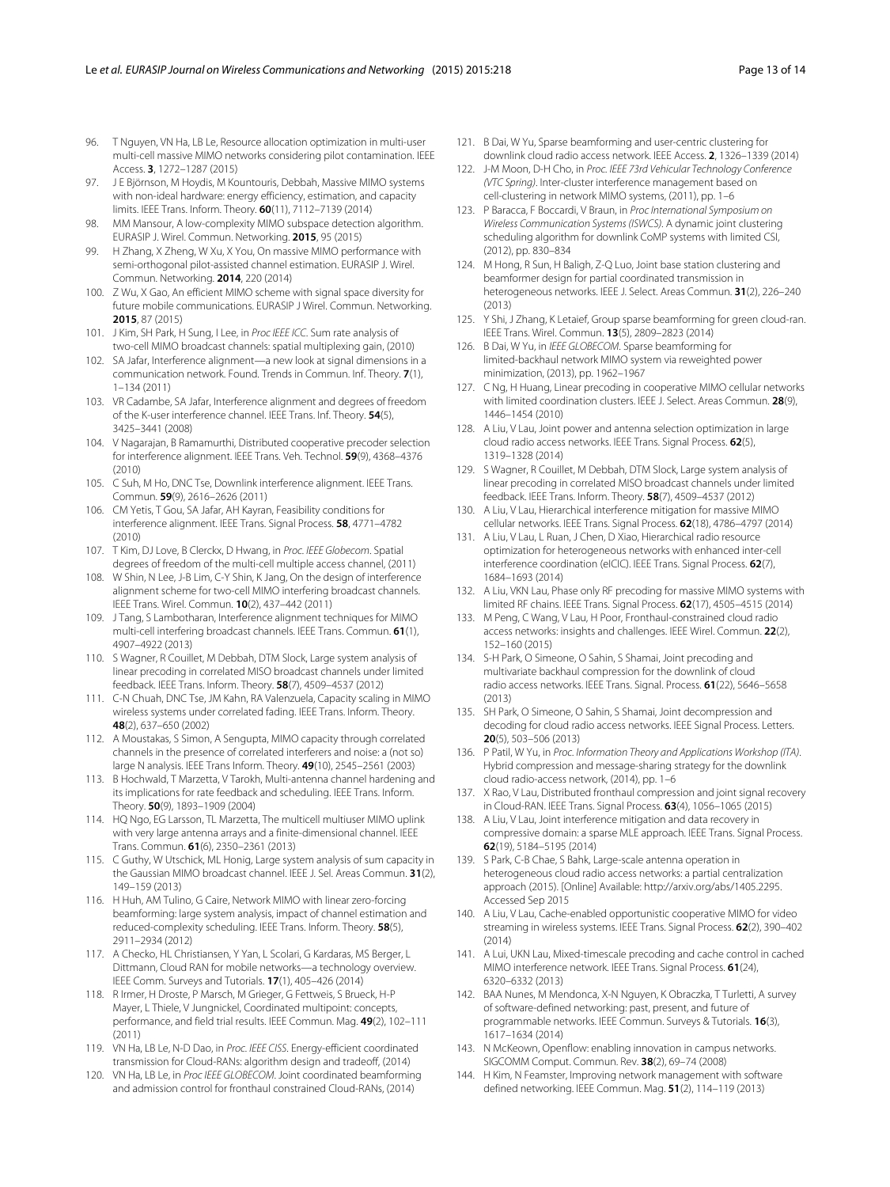96. T Nguyen, VN Ha, LB Le, Resource allocation optimization in multi-user multi-cell massive MIMO networks considering pilot contamination. IEEE Access. **3**, 1272–1287 (2015)
97. J E Björnson, M Hoydis, M Kountouris, Debbah, Massive MIMO systems with non-ideal hardware: energy efficiency, estimation, and capacity limits. IEEE Trans. Inform. Theory. **60**(11), 7112–7139 (2014)
98. MM Mansour, A low-complexity MIMO subspace detection algorithm. EURASIP J. Wirel. Commun. Networking. **2015**, 95 (2015)
99. H Zhang, X Zheng, W Xu, X You, On massive MIMO performance with semi-orthogonal pilot-assisted channel estimation. EURASIP J. Wirel. Commun. Networking. **2014**, 220 (2014)
100. Z Wu, X Gao, An efficient MIMO scheme with signal space diversity for future mobile communications. EURASIP J Wirel. Commun. Networking. **2015**, 87 (2015)
101. J Kim, SH Park, H Sung, I Lee, in *Proc IEEE ICC*. Sum rate analysis of two-cell MIMO broadcast channels: spatial multiplexing gain, (2010)
102. SA Jafar, Interference alignment—a new look at signal dimensions in a communication network. Found. Trends in Commun. Inf. Theory. **7**(1), 1–134 (2011)
103. VR Cadambe, SA Jafar, Interference alignment and degrees of freedom of the K-user interference channel. IEEE Trans. Inf. Theory. **54**(5), 3425–3441 (2008)
104. V Nagarajan, B Ramamurthi, Distributed cooperative precoder selection for interference alignment. IEEE Trans. Veh. Technol. **59**(9), 4368–4376 (2010)
105. C Suh, M Ho, DNC Tse, Downlink interference alignment. IEEE Trans. Commun. **59**(9), 2616–2626 (2011)
106. CM Yetis, T Gou, SA Jafar, AH Kayran, Feasibility conditions for interference alignment. IEEE Trans. Signal Process. **58**, 4771–4782 (2010)
107. T Kim, DJ Love, B Clerckx, D Hwang, in *Proc. IEEE Globecom*. Spatial degrees of freedom of the multi-cell multiple access channel, (2011)
108. W Shin, N Lee, J-B Lim, C-Y Shin, K Jang, On the design of interference alignment scheme for two-cell MIMO interfering broadcast channels. IEEE Trans. Wirel. Commun. **10**(2), 437–442 (2011)
109. J Tang, S Lambotharan, Interference alignment techniques for MIMO multi-cell interfering broadcast channels. IEEE Trans. Commun. **61**(1), 4907–4922 (2013)
110. S Wagner, R Couillet, M Debbah, DTM Slock, Large system analysis of linear precoding in correlated MISO broadcast channels under limited feedback. IEEE Trans. Inform. Theory. **58**(7), 4509–4537 (2012)
111. C-N Chuah, DNC Tse, JM Kahn, RA Valenzuela, Capacity scaling in MIMO wireless systems under correlated fading. IEEE Trans. Inform. Theory. **48**(2), 637–650 (2002)
112. A Moustakas, S Simon, A Sengupta, MIMO capacity through correlated channels in the presence of correlated interferers and noise: a (not so) large N analysis. IEEE Trans Inform. Theory. **49**(10), 2545–2561 (2003)
113. B Hochwald, T Marzetta, V Tarokh, Multi-antenna channel hardening and its implications for rate feedback and scheduling. IEEE Trans. Inform. Theory. **50**(9), 1893–1909 (2004)
114. HQ Ngo, EG Larsson, TL Marzetta, The multicell multiuser MIMO uplink with very large antenna arrays and a finite-dimensional channel. IEEE Trans. Commun. **61**(6), 2350–2361 (2013)
115. C Guthy, W Utschick, ML Honig, Large system analysis of sum capacity in the Gaussian MIMO broadcast channel. IEEE J. Sel. Areas Commun. **31**(2), 149–159 (2013)
116. H Huh, AM Tulino, G Caire, Network MIMO with linear zero-forcing beamforming: large system analysis, impact of channel estimation and reduced-complexity scheduling. IEEE Trans. Inform. Theory. **58**(5), 2911–2934 (2012)
117. A Checko, HL Christiansen, Y Yan, L Scolari, G Kardaras, MS Berger, L Dittmann, Cloud RAN for mobile networks—a technology overview. IEEE Comm. Surveys and Tutorials. **17**(1), 405–426 (2014)
118. R Irmer, H Droste, P Marsch, M Grieger, G Fettweis, S Brueck, H-P Mayer, L Thiele, V Jungnickel, Coordinated multipoint: concepts, performance, and field trial results. IEEE Commun. Mag. **49**(2), 102–111 (2011)
119. VN Ha, LB Le, N-D Dao, in *Proc. IEEE CISS*. Energy-efficient coordinated transmission for Cloud-RANs: algorithm design and tradeoff, (2014)
120. VN Ha, LB Le, in *Proc IEEE GLOBECOM*. Joint coordinated beamforming and admission control for fronthaul constrained Cloud-RANs, (2014)
121. B Dai, W Yu, Sparse beamforming and user-centric clustering for downlink cloud radio access network. IEEE Access. **2**, 1326–1339 (2014)
122. J-M Moon, D-H Cho, in *Proc. IEEE 73rd Vehicular Technology Conference (VTC Spring)*. Inter-cluster interference management based on cell-clustering in network MIMO systems, (2011), pp. 1–6
123. P Baracca, F Boccardi, V Braun, in *Proc International Symposium on Wireless Communication Systems (ISWCS)*. A dynamic joint clustering scheduling algorithm for downlink CoMP systems with limited CSI, (2012), pp. 830–834
124. M Hong, R Sun, H Baligh, Z-Q Luo, Joint base station clustering and beamformer design for partial coordinated transmission in heterogeneous networks. IEEE J. Select. Areas Commun. **31**(2), 226–240 (2013)
125. Y Shi, J Zhang, K Letaief, Group sparse beamforming for green cloud-ran. IEEE Trans. Wirel. Commun. **13**(5), 2809–2823 (2014)
126. B Dai, W Yu, in *IEEE GLOBECOM*. Sparse beamforming for limited-backhaul network MIMO system via reweighted power minimization, (2013), pp. 1962–1967
127. C Ng, H Huang, Linear precoding in cooperative MIMO cellular networks with limited coordination clusters. IEEE J. Select. Areas Commun. **28**(9), 1446–1454 (2010)
128. A Liu, V Lau, Joint power and antenna selection optimization in large cloud radio access networks. IEEE Trans. Signal Process. **62**(5), 1319–1328 (2014)
129. S Wagner, R Couillet, M Debbah, DTM Slock, Large system analysis of linear precoding in correlated MISO broadcast channels under limited feedback. IEEE Trans. Inform. Theory. **58**(7), 4509–4537 (2012)
130. A Liu, V Lau, Hierarchical interference mitigation for massive MIMO cellular networks. IEEE Trans. Signal Process. **62**(18), 4786–4797 (2014)
131. A Liu, V Lau, L Ruan, J Chen, D Xiao, Hierarchical radio resource optimization for heterogeneous networks with enhanced inter-cell interference coordination (eICIC). IEEE Trans. Signal Process. **62**(7), 1684–1693 (2014)
132. A Liu, VKN Lau, Phase only RF precoding for massive MIMO systems with limited RF chains. IEEE Trans. Signal Process. **62**(17), 4505–4515 (2014)
133. M Peng, C Wang, V Lau, H Poor, Fronthaul-constrained cloud radio access networks: insights and challenges. IEEE Wirel. Commun. **22**(2), 152–160 (2015)
134. S-H Park, O Simeone, O Sahin, S Shamai, Joint precoding and multivariate backhaul compression for the downlink of cloud radio access networks. IEEE Trans. Signal. Process. **61**(22), 5646–5658 (2013)
135. SH Park, O Simeone, O Sahin, S Shamai, Joint decompression and decoding for cloud radio access networks. IEEE Signal Process. Letters. **20**(5), 503–506 (2013)
136. P Patil, W Yu, in *Proc. Information Theory and Applications Workshop (ITA)*. Hybrid compression and message-sharing strategy for the downlink cloud radio-access network, (2014), pp. 1–6
137. X Rao, V Lau, Distributed fronthaul compression and joint signal recovery in Cloud-RAN. IEEE Trans. Signal Process. **63**(4), 1056–1065 (2015)
138. A Liu, V Lau, Joint interference mitigation and data recovery in compressive domain: a sparse MLE approach. IEEE Trans. Signal Process. **62**(19), 5184–5195 (2014)
139. S Park, C-B Chae, S Bahk, Large-scale antenna operation in heterogeneous cloud radio access networks: a partial centralization approach (2015). [Online] Available: http://arxiv.org/abs/1405.2295. Accessed Sep 2015
140. A Liu, V Lau, Cache-enabled opportunistic cooperative MIMO for video streaming in wireless systems. IEEE Trans. Signal Process. **62**(2), 390–402 (2014)
141. A Lui, UKN Lau, Mixed-timescale precoding and cache control in cached MIMO interference network. IEEE Trans. Signal Process. **61**(24), 6320–6332 (2013)
142. BAA Nunes, M Mendonca, X-N Nguyen, K Obraczka, T Turletti, A survey of software-defined networking: past, present, and future of programmable networks. IEEE Commun. Surveys & Tutorials. **16**(3), 1617–1634 (2014)
143. N McKeown, Openflow: enabling innovation in campus networks. SIGCOMM Comput. Commun. Rev. **38**(2), 69–74 (2008)
144. H Kim, N Feamster, Improving network management with software defined networking. IEEE Commun. Mag. **51**(2), 114–119 (2013)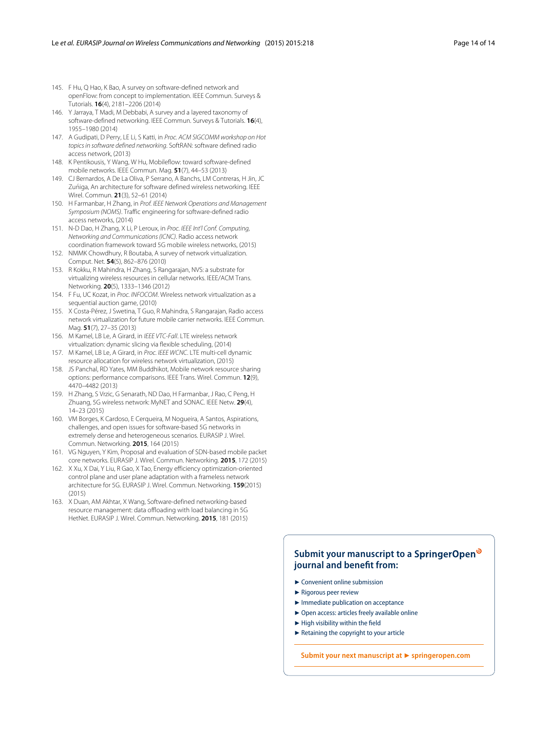145. F Hu, Q Hao, K Bao, A survey on software-defined network and openFlow: from concept to implementation. IEEE Commun. Surveys & Tutorials. **16**(4), 2181–2206 (2014)
146. Y Jarraya, T Madi, M Debbabi, A survey and a layered taxonomy of software-defined networking. IEEE Commun. Surveys & Tutorials. **16**(4), 1955–1980 (2014)
147. A Gudipati, D Perry, LE Li, S Katti, in *Proc. ACM SIGCOMM workshop on Hot topics in software defined networking*. SoftRAN: software defined radio access network, (2013)
148. K Pentikousis, Y Wang, W Hu, Mobileflow: toward software-defined mobile networks. IEEE Commun. Mag. **51**(7), 44–53 (2013)
149. CJ Bernardos, A De La Oliva, P Serrano, A Banchs, LM Contreras, H Jin, JC Zuńiga, An architecture for software defined wireless networking. IEEE Wirel. Commun. **21**(3), 52–61 (2014)
150. H Farmanbar, H Zhang, in *Prof. IEEE Network Operations and Management Symposium (NOMS)*. Traffic engineering for software-defined radio access networks, (2014)
151. N-D Dao, H Zhang, X Li, P Leroux, in *Proc. IEEE Int'l Conf. Computing, Networking and Communications (ICNC)*. Radio access network coordination framework toward 5G mobile wireless networks, (2015)
152. NMMK Chowdhury, R Boutaba, A survey of network virtualization. Comput. Net. **54**(5), 862–876 (2010)
153. R Kokku, R Mahindra, H Zhang, S Rangarajan, NVS: a substrate for virtualizing wireless resources in cellular networks. IEEE/ACM Trans. Networking. **20**(5), 1333–1346 (2012)
154. F Fu, UC Kozat, in *Proc. INFOCOM*. Wireless network virtualization as a sequential auction game, (2010)
155. X Costa-Pérez, J Swetina, T Guo, R Mahindra, S Rangarajan, Radio access network virtualization for future mobile carrier networks. IEEE Commun. Mag. **51**(7), 27–35 (2013)
156. M Kamel, LB Le, A Girard, in *IEEE VTC-Fall*. LTE wireless network virtualization: dynamic slicing via flexible scheduling, (2014)
157. M Kamel, LB Le, A Girard, in *Proc. IEEE WCNC*. LTE multi-cell dynamic resource allocation for wireless network virtualization, (2015)
158. JS Panchal, RD Yates, MM Buddhikot, Mobile network resource sharing options: performance comparisons. IEEE Trans. Wirel. Commun. **12**(9), 4470–4482 (2013)
159. H Zhang, S Vrzic, G Senarath, ND Dao, H Farmanbar, J Rao, C Peng, H Zhuang, 5G wireless network: MyNET and SONAC. IEEE Netw. **29**(4), 14–23 (2015)
160. VM Borges, K Cardoso, E Cerqueira, M Nogueira, A Santos, Aspirations, challenges, and open issues for software-based 5G networks in extremely dense and heterogeneous scenarios. EURASIP J. Wirel. Commun. Networking. **2015**, 164 (2015)
161. VG Nguyen, Y Kim, Proposal and evaluation of SDN-based mobile packet core networks. EURASIP J. Wirel. Commun. Networking. **2015**, 172 (2015)
162. X Xu, X Dai, Y Liu, R Gao, X Tao, Energy efficiency optimization-oriented control plane and user plane adaptation with a frameless network architecture for 5G. EURASIP J. Wirel. Commun. Networking. **159**(2015) (2015)
163. X Duan, AM Akhtar, X Wang, Software-defined networking-based resource management: data offloading with load balancing in 5G HetNet. EURASIP J. Wirel. Commun. Networking. **2015**, 181 (2015)

**Submit your manuscript to a SpringerOpen journal and benefit from:**

- ► Convenient online submission
- ► Rigorous peer review
- ► Immediate publication on acceptance
- ► Open access: articles freely available online
- ► High visibility within the field
- ► Retaining the copyright to your article

**Submit your next manuscript at ► springeropen.com**